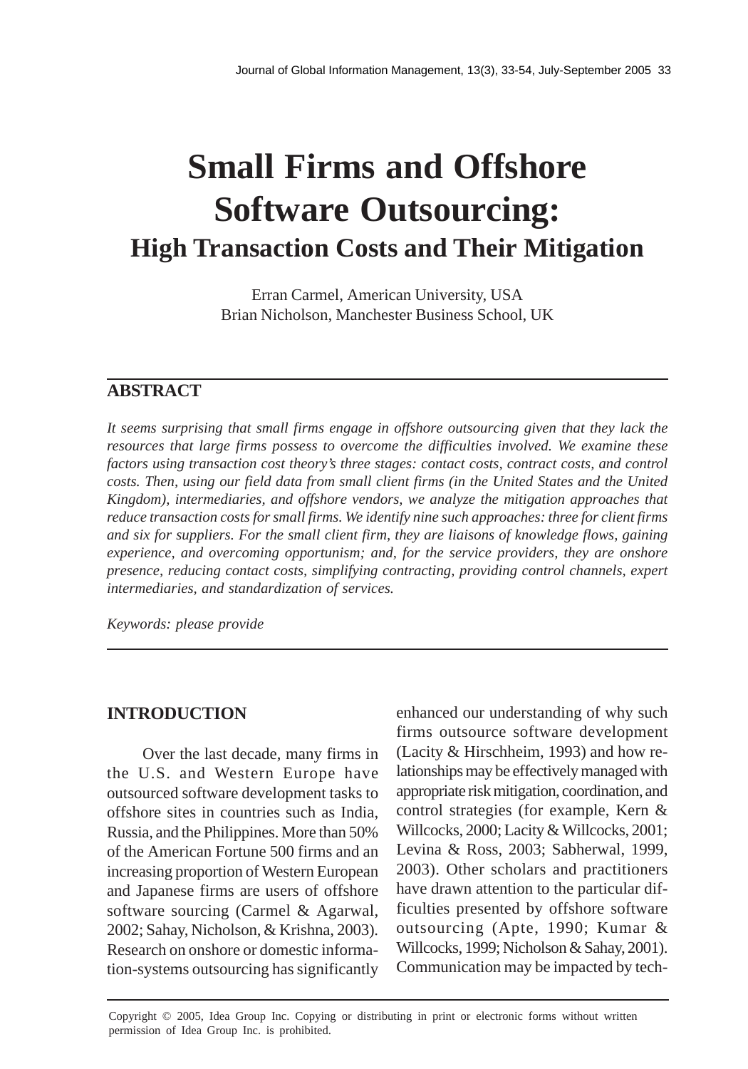# Small Firms and Offshore Software Outsourcing:

## High Transaction Costs and Their Mitigation

Erran Carmel, American University, USA
Brian Nicholson, Manchester Business School, UK

## ABSTRACT

*It seems surprising that small firms engage in offshore outsourcing given that they lack the resources that large firms possess to overcome the difficulties involved. We examine these factors using transaction cost theory's three stages: contact costs, contract costs, and control costs. Then, using our field data from small client firms (in the United States and the United Kingdom), intermediaries, and offshore vendors, we analyze the mitigation approaches that reduce transaction costs for small firms. We identify nine such approaches: three for client firms and six for suppliers. For the small client firm, they are liaisons of knowledge flows, gaining experience, and overcoming opportunism; and, for the service providers, they are onshore presence, reducing contact costs, simplifying contracting, providing control channels, expert intermediaries, and standardization of services.*

*Keywords: please provide*

## INTRODUCTION

Over the last decade, many firms in the U.S. and Western Europe have outsourced software development tasks to offshore sites in countries such as India, Russia, and the Philippines. More than 50% of the American Fortune 500 firms and an increasing proportion of Western European and Japanese firms are users of offshore software sourcing (Carmel & Agarwal, 2002; Sahay, Nicholson, & Krishna, 2003). Research on onshore or domestic information-systems outsourcing has significantly enhanced our understanding of why such firms outsource software development (Lacity & Hirschheim, 1993) and how relationships may be effectively managed with appropriate risk mitigation, coordination, and control strategies (for example, Kern & Willcocks, 2000; Lacity & Willcocks, 2001; Levina & Ross, 2003; Sabherwal, 1999, 2003). Other scholars and practitioners have drawn attention to the particular difficulties presented by offshore software outsourcing (Apte, 1990; Kumar & Willcocks, 1999; Nicholson & Sahay, 2001). Communication may be impacted by tech-

Copyright © 2005, Idea Group Inc. Copying or distributing in print or electronic forms without written permission of Idea Group Inc. is prohibited.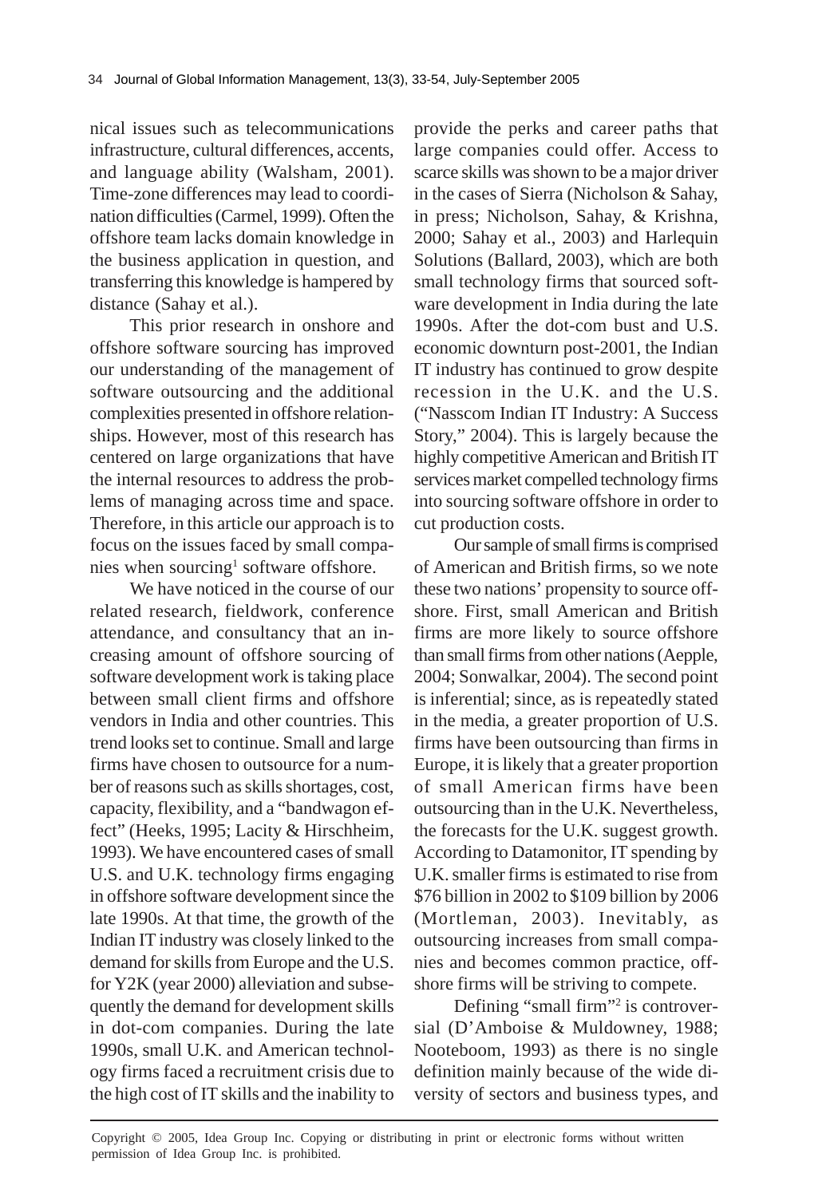nical issues such as telecommunications infrastructure, cultural differences, accents, and language ability (Walsham, 2001). Time-zone differences may lead to coordination difficulties (Carmel, 1999). Often the offshore team lacks domain knowledge in the business application in question, and transferring this knowledge is hampered by distance (Sahay et al.).

This prior research in onshore and offshore software sourcing has improved our understanding of the management of software outsourcing and the additional complexities presented in offshore relationships. However, most of this research has centered on large organizations that have the internal resources to address the problems of managing across time and space. Therefore, in this article our approach is to focus on the issues faced by small companies when sourcing[1] software offshore.

We have noticed in the course of our related research, fieldwork, conference attendance, and consultancy that an increasing amount of offshore sourcing of software development work is taking place between small client firms and offshore vendors in India and other countries. This trend looks set to continue. Small and large firms have chosen to outsource for a number of reasons such as skills shortages, cost, capacity, flexibility, and a "bandwagon effect" (Heeks, 1995; Lacity & Hirschheim, 1993). We have encountered cases of small U.S. and U.K. technology firms engaging in offshore software development since the late 1990s. At that time, the growth of the Indian IT industry was closely linked to the demand for skills from Europe and the U.S. for Y2K (year 2000) alleviation and subsequently the demand for development skills in dot-com companies. During the late 1990s, small U.K. and American technology firms faced a recruitment crisis due to the high cost of IT skills and the inability to provide the perks and career paths that large companies could offer. Access to scarce skills was shown to be a major driver in the cases of Sierra (Nicholson & Sahay, in press; Nicholson, Sahay, & Krishna, 2000; Sahay et al., 2003) and Harlequin Solutions (Ballard, 2003), which are both small technology firms that sourced software development in India during the late 1990s. After the dot-com bust and U.S. economic downturn post-2001, the Indian IT industry has continued to grow despite recession in the U.K. and the U.S. ("Nasscom Indian IT Industry: A Success Story," 2004). This is largely because the highly competitive American and British IT services market compelled technology firms into sourcing software offshore in order to cut production costs.

Our sample of small firms is comprised of American and British firms, so we note these two nations' propensity to source offshore. First, small American and British firms are more likely to source offshore than small firms from other nations (Aepple, 2004; Sonwalkar, 2004). The second point is inferential; since, as is repeatedly stated in the media, a greater proportion of U.S. firms have been outsourcing than firms in Europe, it is likely that a greater proportion of small American firms have been outsourcing than in the U.K. Nevertheless, the forecasts for the U.K. suggest growth. According to Datamonitor, IT spending by U.K. smaller firms is estimated to rise from \$76 billion in 2002 to \$109 billion by 2006 (Mortleman, 2003). Inevitably, as outsourcing increases from small companies and becomes common practice, offshore firms will be striving to compete.

Defining "small firm"[2] is controversial (D'Amboise & Muldowney, 1988; Nooteboom, 1993) as there is no single definition mainly because of the wide diversity of sectors and business types, and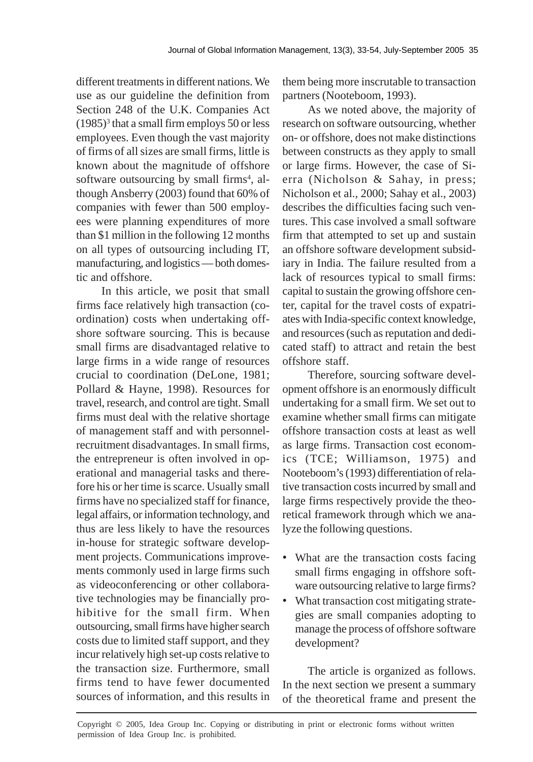different treatments in different nations. We use as our guideline the definition from Section 248 of the U.K. Companies Act (1985)[3] that a small firm employs 50 or less employees. Even though the vast majority of firms of all sizes are small firms, little is known about the magnitude of offshore software outsourcing by small firms[4], although Ansberry (2003) found that 60% of companies with fewer than 500 employees were planning expenditures of more than $1 million in the following 12 months on all types of outsourcing including IT, manufacturing, and logistics — both domestic and offshore.

In this article, we posit that small firms face relatively high transaction (coordination) costs when undertaking offshore software sourcing. This is because small firms are disadvantaged relative to large firms in a wide range of resources crucial to coordination (DeLone, 1981; Pollard & Hayne, 1998). Resources for travel, research, and control are tight. Small firms must deal with the relative shortage of management staff and with personnel-recruitment disadvantages. In small firms, the entrepreneur is often involved in operational and managerial tasks and therefore his or her time is scarce. Usually small firms have no specialized staff for finance, legal affairs, or information technology, and thus are less likely to have the resources in-house for strategic software development projects. Communications improvements commonly used in large firms such as videoconferencing or other collaborative technologies may be financially prohibitive for the small firm. When outsourcing, small firms have higher search costs due to limited staff support, and they incur relatively high set-up costs relative to the transaction size. Furthermore, small firms tend to have fewer documented sources of information, and this results in them being more inscrutable to transaction partners (Nooteboom, 1993).

As we noted above, the majority of research on software outsourcing, whether on- or offshore, does not make distinctions between constructs as they apply to small or large firms. However, the case of Sierra (Nicholson & Sahay, in press; Nicholson et al., 2000; Sahay et al., 2003) describes the difficulties facing such ventures. This case involved a small software firm that attempted to set up and sustain an offshore software development subsidiary in India. The failure resulted from a lack of resources typical to small firms: capital to sustain the growing offshore center, capital for the travel costs of expatriates with India-specific context knowledge, and resources (such as reputation and dedicated staff) to attract and retain the best offshore staff.

Therefore, sourcing software development offshore is an enormously difficult undertaking for a small firm. We set out to examine whether small firms can mitigate offshore transaction costs at least as well as large firms. Transaction cost economics (TCE; Williamson, 1975) and Nooteboom's (1993) differentiation of relative transaction costs incurred by small and large firms respectively provide the theoretical framework through which we analyze the following questions.

- What are the transaction costs facing small firms engaging in offshore software outsourcing relative to large firms?
- What transaction cost mitigating strategies are small companies adopting to manage the process of offshore software development?

The article is organized as follows. In the next section we present a summary of the theoretical frame and present the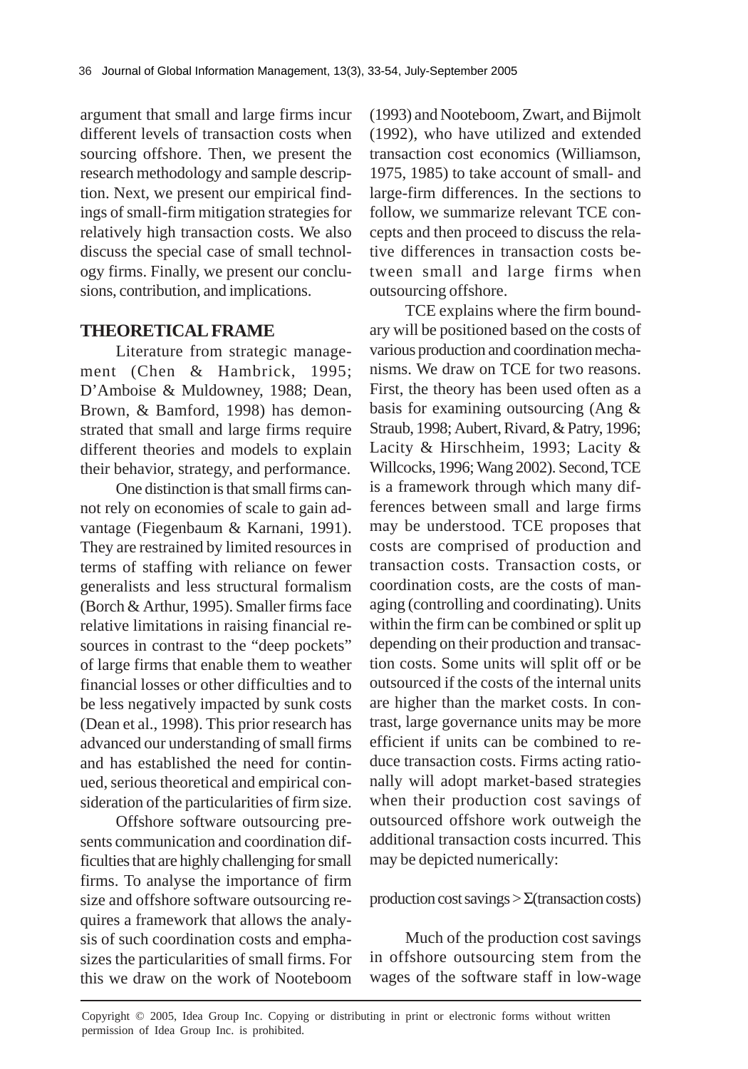argument that small and large firms incur different levels of transaction costs when sourcing offshore. Then, we present the research methodology and sample description. Next, we present our empirical findings of small-firm mitigation strategies for relatively high transaction costs. We also discuss the special case of small technology firms. Finally, we present our conclusions, contribution, and implications.

## THEORETICAL FRAME

Literature from strategic management (Chen & Hambrick, 1995; D'Amboise & Muldowney, 1988; Dean, Brown, & Bamford, 1998) has demonstrated that small and large firms require different theories and models to explain their behavior, strategy, and performance.

One distinction is that small firms cannot rely on economies of scale to gain advantage (Fiegenbaum & Karnani, 1991). They are restrained by limited resources in terms of staffing with reliance on fewer generalists and less structural formalism (Borch & Arthur, 1995). Smaller firms face relative limitations in raising financial resources in contrast to the "deep pockets" of large firms that enable them to weather financial losses or other difficulties and to be less negatively impacted by sunk costs (Dean et al., 1998). This prior research has advanced our understanding of small firms and has established the need for continued, serious theoretical and empirical consideration of the particularities of firm size.

Offshore software outsourcing presents communication and coordination difficulties that are highly challenging for small firms. To analyse the importance of firm size and offshore software outsourcing requires a framework that allows the analysis of such coordination costs and emphasizes the particularities of small firms. For this we draw on the work of Nooteboom (1993) and Nooteboom, Zwart, and Bijmolt (1992), who have utilized and extended transaction cost economics (Williamson, 1975, 1985) to take account of small- and large-firm differences. In the sections to follow, we summarize relevant TCE concepts and then proceed to discuss the relative differences in transaction costs between small and large firms when outsourcing offshore.

TCE explains where the firm boundary will be positioned based on the costs of various production and coordination mechanisms. We draw on TCE for two reasons. First, the theory has been used often as a basis for examining outsourcing (Ang & Straub, 1998; Aubert, Rivard, & Patry, 1996; Lacity & Hirschheim, 1993; Lacity & Willcocks, 1996; Wang 2002). Second, TCE is a framework through which many differences between small and large firms may be understood. TCE proposes that costs are comprised of production and transaction costs. Transaction costs, or coordination costs, are the costs of managing (controlling and coordinating). Units within the firm can be combined or split up depending on their production and transaction costs. Some units will split off or be outsourced if the costs of the internal units are higher than the market costs. In contrast, large governance units may be more efficient if units can be combined to reduce transaction costs. Firms acting rationally will adopt market-based strategies when their production cost savings of outsourced offshore work outweigh the additional transaction costs incurred. This may be depicted numerically:

$$\text{production cost savings} > \Sigma(\text{transaction costs})$$

Much of the production cost savings in offshore outsourcing stem from the wages of the software staff in low-wage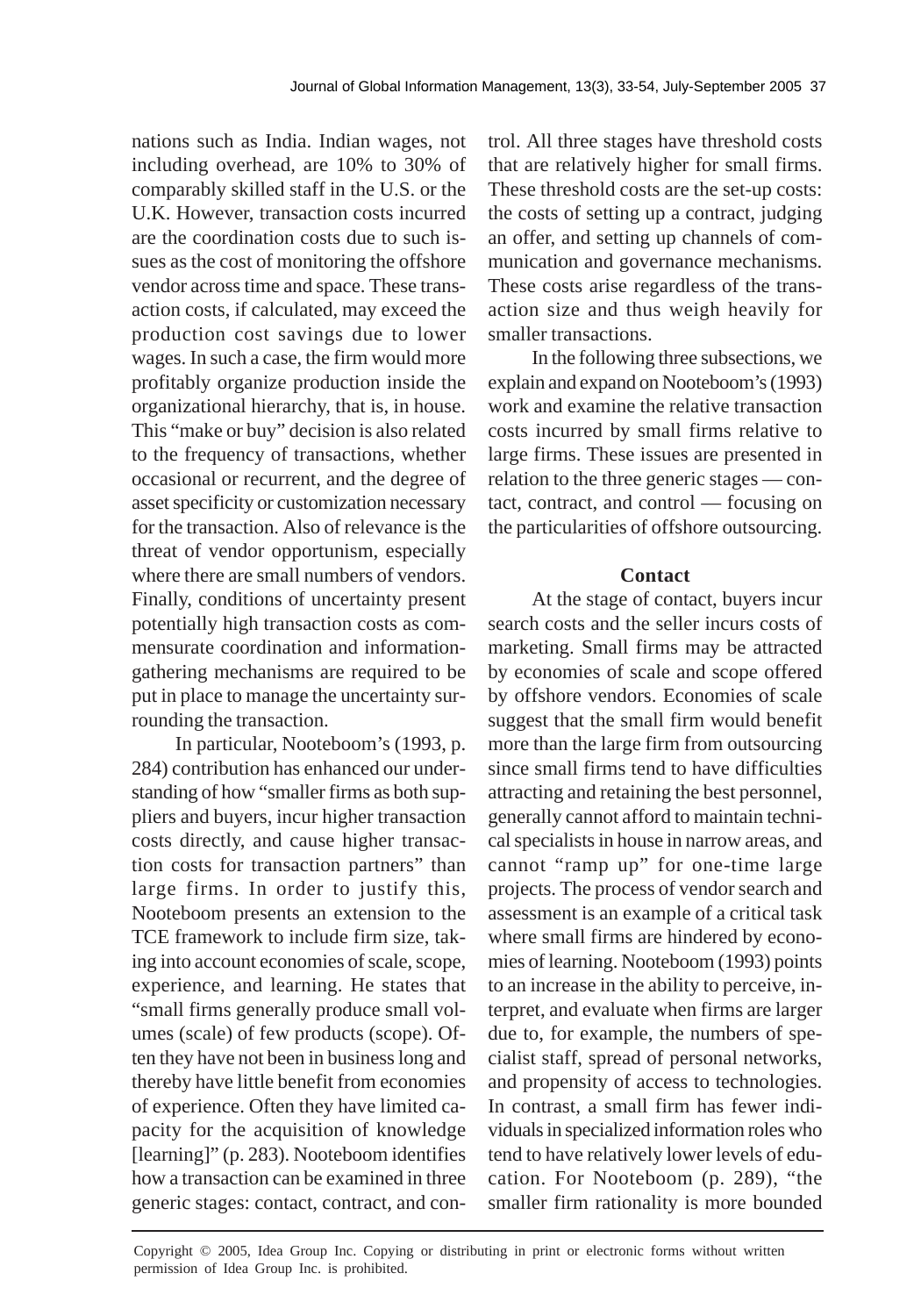nations such as India. Indian wages, not including overhead, are 10% to 30% of comparably skilled staff in the U.S. or the U.K. However, transaction costs incurred are the coordination costs due to such issues as the cost of monitoring the offshore vendor across time and space. These transaction costs, if calculated, may exceed the production cost savings due to lower wages. In such a case, the firm would more profitably organize production inside the organizational hierarchy, that is, in house. This "make or buy" decision is also related to the frequency of transactions, whether occasional or recurrent, and the degree of asset specificity or customization necessary for the transaction. Also of relevance is the threat of vendor opportunism, especially where there are small numbers of vendors. Finally, conditions of uncertainty present potentially high transaction costs as commensurate coordination and information-gathering mechanisms are required to be put in place to manage the uncertainty surrounding the transaction.

In particular, Nooteboom's (1993, p. 284) contribution has enhanced our understanding of how "smaller firms as both suppliers and buyers, incur higher transaction costs directly, and cause higher transaction costs for transaction partners" than large firms. In order to justify this, Nooteboom presents an extension to the TCE framework to include firm size, taking into account economies of scale, scope, experience, and learning. He states that "small firms generally produce small volumes (scale) of few products (scope). Often they have not been in business long and thereby have little benefit from economies of experience. Often they have limited capacity for the acquisition of knowledge [learning]" (p. 283). Nooteboom identifies how a transaction can be examined in three generic stages: contact, contract, and control. All three stages have threshold costs that are relatively higher for small firms. These threshold costs are the set-up costs: the costs of setting up a contract, judging an offer, and setting up channels of communication and governance mechanisms. These costs arise regardless of the transaction size and thus weigh heavily for smaller transactions.

In the following three subsections, we explain and expand on Nooteboom's (1993) work and examine the relative transaction costs incurred by small firms relative to large firms. These issues are presented in relation to the three generic stages — contact, contract, and control — focusing on the particularities of offshore outsourcing.

### Contact

At the stage of contact, buyers incur search costs and the seller incurs costs of marketing. Small firms may be attracted by economies of scale and scope offered by offshore vendors. Economies of scale suggest that the small firm would benefit more than the large firm from outsourcing since small firms tend to have difficulties attracting and retaining the best personnel, generally cannot afford to maintain technical specialists in house in narrow areas, and cannot "ramp up" for one-time large projects. The process of vendor search and assessment is an example of a critical task where small firms are hindered by economies of learning. Nooteboom (1993) points to an increase in the ability to perceive, interpret, and evaluate when firms are larger due to, for example, the numbers of specialist staff, spread of personal networks, and propensity of access to technologies. In contrast, a small firm has fewer individuals in specialized information roles who tend to have relatively lower levels of education. For Nooteboom (p. 289), "the smaller firm rationality is more bounded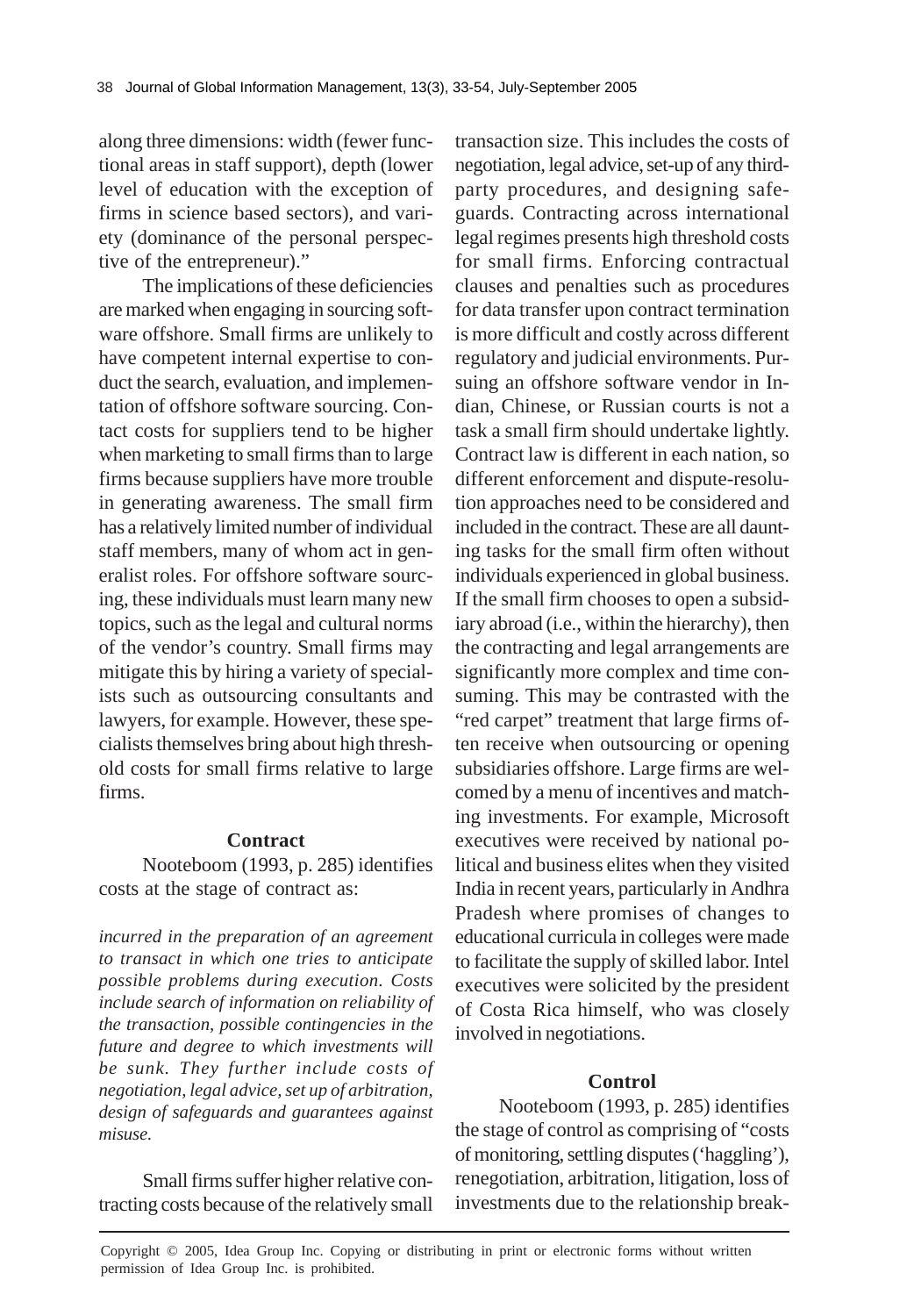along three dimensions: width (fewer functional areas in staff support), depth (lower level of education with the exception of firms in science based sectors), and variety (dominance of the personal perspective of the entrepreneur)."

The implications of these deficiencies are marked when engaging in sourcing software offshore. Small firms are unlikely to have competent internal expertise to conduct the search, evaluation, and implementation of offshore software sourcing. Contact costs for suppliers tend to be higher when marketing to small firms than to large firms because suppliers have more trouble in generating awareness. The small firm has a relatively limited number of individual staff members, many of whom act in generalist roles. For offshore software sourcing, these individuals must learn many new topics, such as the legal and cultural norms of the vendor's country. Small firms may mitigate this by hiring a variety of specialists such as outsourcing consultants and lawyers, for example. However, these specialists themselves bring about high threshold costs for small firms relative to large firms.

### Contract

Nooteboom (1993, p. 285) identifies costs at the stage of contract as:

*incurred in the preparation of an agreement to transact in which one tries to anticipate possible problems during execution. Costs include search of information on reliability of the transaction, possible contingencies in the future and degree to which investments will be sunk. They further include costs of negotiation, legal advice, set up of arbitration, design of safeguards and guarantees against misuse.*

Small firms suffer higher relative contracting costs because of the relatively small transaction size. This includes the costs of negotiation, legal advice, set-up of any third-party procedures, and designing safeguards. Contracting across international legal regimes presents high threshold costs for small firms. Enforcing contractual clauses and penalties such as procedures for data transfer upon contract termination is more difficult and costly across different regulatory and judicial environments. Pursuing an offshore software vendor in Indian, Chinese, or Russian courts is not a task a small firm should undertake lightly. Contract law is different in each nation, so different enforcement and dispute-resolution approaches need to be considered and included in the contract. These are all daunting tasks for the small firm often without individuals experienced in global business. If the small firm chooses to open a subsidiary abroad (i.e., within the hierarchy), then the contracting and legal arrangements are significantly more complex and time consuming. This may be contrasted with the "red carpet" treatment that large firms often receive when outsourcing or opening subsidiaries offshore. Large firms are welcomed by a menu of incentives and matching investments. For example, Microsoft executives were received by national political and business elites when they visited India in recent years, particularly in Andhra Pradesh where promises of changes to educational curricula in colleges were made to facilitate the supply of skilled labor. Intel executives were solicited by the president of Costa Rica himself, who was closely involved in negotiations.

### Control

Nooteboom (1993, p. 285) identifies the stage of control as comprising of "costs of monitoring, settling disputes ('haggling'), renegotiation, arbitration, litigation, loss of investments due to the relationship break-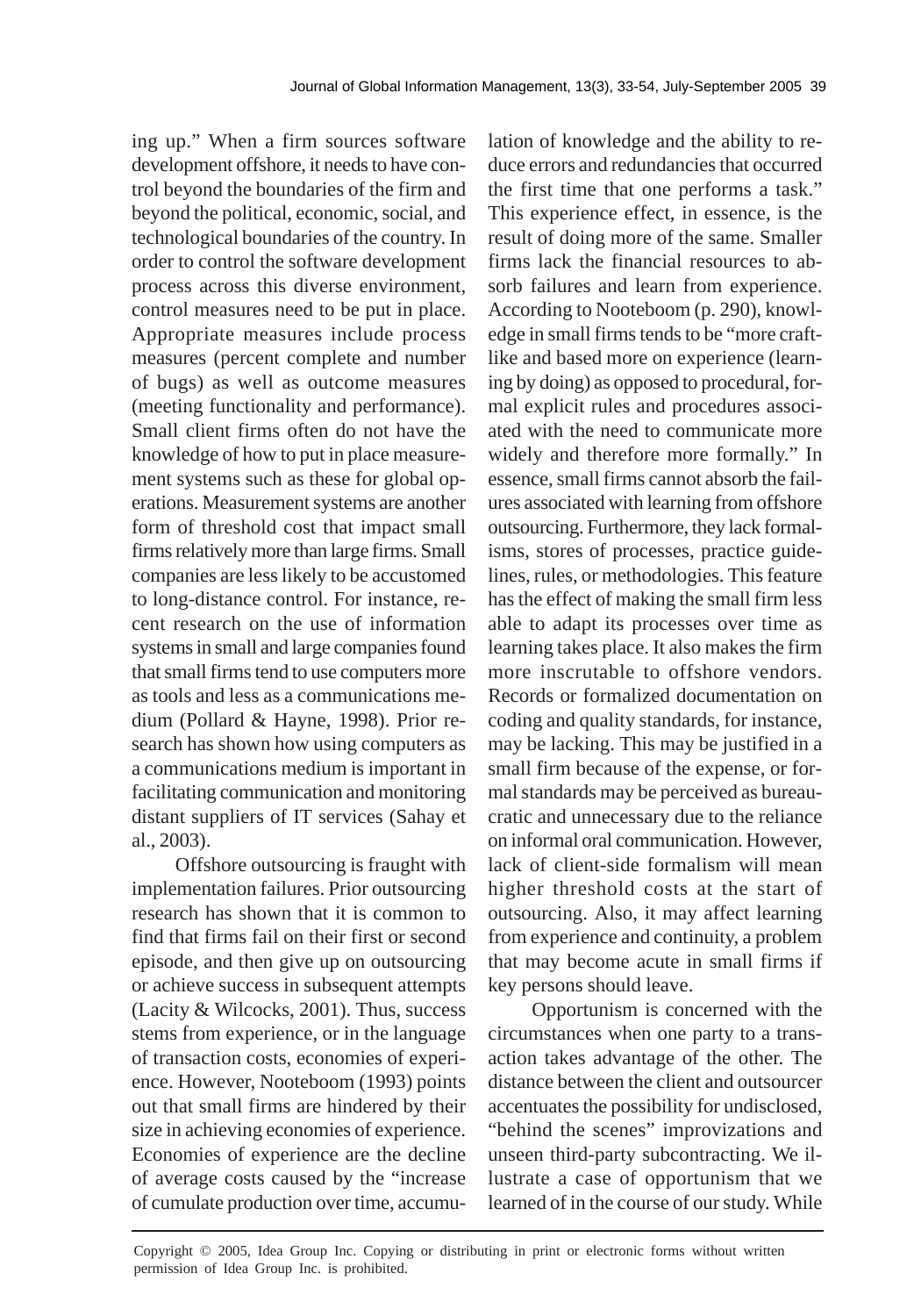ing up." When a firm sources software development offshore, it needs to have control beyond the boundaries of the firm and beyond the political, economic, social, and technological boundaries of the country. In order to control the software development process across this diverse environment, control measures need to be put in place. Appropriate measures include process measures (percent complete and number of bugs) as well as outcome measures (meeting functionality and performance). Small client firms often do not have the knowledge of how to put in place measurement systems such as these for global operations. Measurement systems are another form of threshold cost that impact small firms relatively more than large firms. Small companies are less likely to be accustomed to long-distance control. For instance, recent research on the use of information systems in small and large companies found that small firms tend to use computers more as tools and less as a communications medium (Pollard & Hayne, 1998). Prior research has shown how using computers as a communications medium is important in facilitating communication and monitoring distant suppliers of IT services (Sahay et al., 2003).

Offshore outsourcing is fraught with implementation failures. Prior outsourcing research has shown that it is common to find that firms fail on their first or second episode, and then give up on outsourcing or achieve success in subsequent attempts (Lacity & Wilcocks, 2001). Thus, success stems from experience, or in the language of transaction costs, economies of experience. However, Nooteboom (1993) points out that small firms are hindered by their size in achieving economies of experience. Economies of experience are the decline of average costs caused by the "increase of cumulate production over time, accumulation of knowledge and the ability to reduce errors and redundancies that occurred the first time that one performs a task." This experience effect, in essence, is the result of doing more of the same. Smaller firms lack the financial resources to absorb failures and learn from experience. According to Nooteboom (p. 290), knowledge in small firms tends to be "more craft-like and based more on experience (learning by doing) as opposed to procedural, formal explicit rules and procedures associated with the need to communicate more widely and therefore more formally." In essence, small firms cannot absorb the failures associated with learning from offshore outsourcing. Furthermore, they lack formalisms, stores of processes, practice guidelines, rules, or methodologies. This feature has the effect of making the small firm less able to adapt its processes over time as learning takes place. It also makes the firm more inscrutable to offshore vendors. Records or formalized documentation on coding and quality standards, for instance, may be lacking. This may be justified in a small firm because of the expense, or formal standards may be perceived as bureaucratic and unnecessary due to the reliance on informal oral communication. However, lack of client-side formalism will mean higher threshold costs at the start of outsourcing. Also, it may affect learning from experience and continuity, a problem that may become acute in small firms if key persons should leave.

Opportunism is concerned with the circumstances when one party to a transaction takes advantage of the other. The distance between the client and outsourcer accentuates the possibility for undisclosed, "behind the scenes" improvizations and unseen third-party subcontracting. We illustrate a case of opportunism that we learned of in the course of our study. While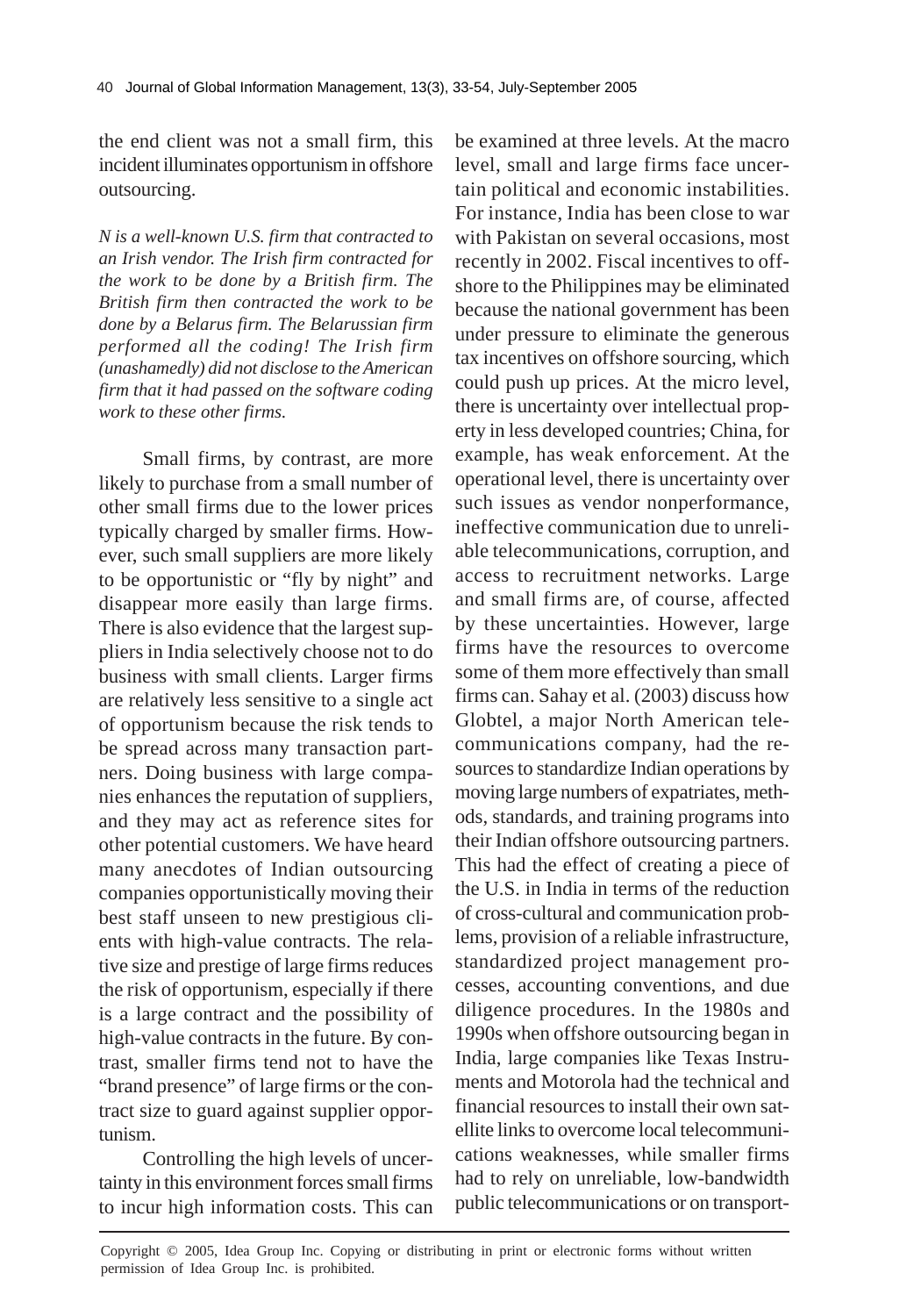the end client was not a small firm, this incident illuminates opportunism in offshore outsourcing.

*N is a well-known U.S. firm that contracted to an Irish vendor. The Irish firm contracted for the work to be done by a British firm. The British firm then contracted the work to be done by a Belarus firm. The Belarussian firm performed all the coding! The Irish firm (unashamedly) did not disclose to the American firm that it had passed on the software coding work to these other firms.*

Small firms, by contrast, are more likely to purchase from a small number of other small firms due to the lower prices typically charged by smaller firms. However, such small suppliers are more likely to be opportunistic or "fly by night" and disappear more easily than large firms. There is also evidence that the largest suppliers in India selectively choose not to do business with small clients. Larger firms are relatively less sensitive to a single act of opportunism because the risk tends to be spread across many transaction partners. Doing business with large companies enhances the reputation of suppliers, and they may act as reference sites for other potential customers. We have heard many anecdotes of Indian outsourcing companies opportunistically moving their best staff unseen to new prestigious clients with high-value contracts. The relative size and prestige of large firms reduces the risk of opportunism, especially if there is a large contract and the possibility of high-value contracts in the future. By contrast, smaller firms tend not to have the "brand presence" of large firms or the contract size to guard against supplier opportunism.

Controlling the high levels of uncertainty in this environment forces small firms to incur high information costs. This can be examined at three levels. At the macro level, small and large firms face uncertain political and economic instabilities. For instance, India has been close to war with Pakistan on several occasions, most recently in 2002. Fiscal incentives to offshore to the Philippines may be eliminated because the national government has been under pressure to eliminate the generous tax incentives on offshore sourcing, which could push up prices. At the micro level, there is uncertainty over intellectual property in less developed countries; China, for example, has weak enforcement. At the operational level, there is uncertainty over such issues as vendor nonperformance, ineffective communication due to unreliable telecommunications, corruption, and access to recruitment networks. Large and small firms are, of course, affected by these uncertainties. However, large firms have the resources to overcome some of them more effectively than small firms can. Sahay et al. (2003) discuss how Globtel, a major North American telecommunications company, had the resources to standardize Indian operations by moving large numbers of expatriates, methods, standards, and training programs into their Indian offshore outsourcing partners. This had the effect of creating a piece of the U.S. in India in terms of the reduction of cross-cultural and communication problems, provision of a reliable infrastructure, standardized project management processes, accounting conventions, and due diligence procedures. In the 1980s and 1990s when offshore outsourcing began in India, large companies like Texas Instruments and Motorola had the technical and financial resources to install their own satellite links to overcome local telecommunications weaknesses, while smaller firms had to rely on unreliable, low-bandwidth public telecommunications or on transport-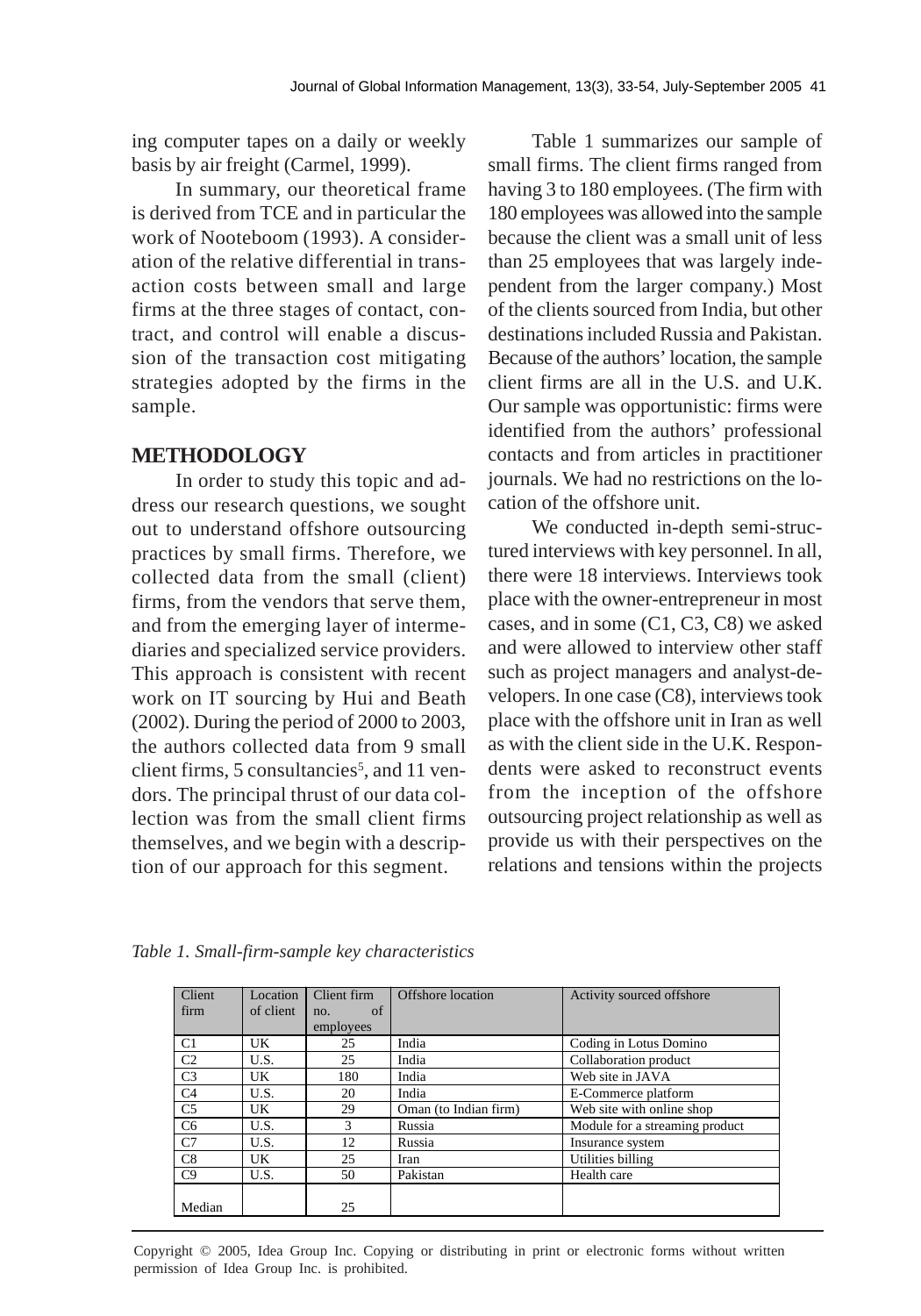ing computer tapes on a daily or weekly basis by air freight (Carmel, 1999).

In summary, our theoretical frame is derived from TCE and in particular the work of Nooteboom (1993). A consideration of the relative differential in transaction costs between small and large firms at the three stages of contact, contract, and control will enable a discussion of the transaction cost mitigating strategies adopted by the firms in the sample.

## METHODOLOGY

In order to study this topic and address our research questions, we sought out to understand offshore outsourcing practices by small firms. Therefore, we collected data from the small (client) firms, from the vendors that serve them, and from the emerging layer of intermediaries and specialized service providers. This approach is consistent with recent work on IT sourcing by Hui and Beath (2002). During the period of 2000 to 2003, the authors collected data from 9 small client firms, 5 consultancies[5], and 11 vendors. The principal thrust of our data collection was from the small client firms themselves, and we begin with a description of our approach for this segment.

Table 1 summarizes our sample of small firms. The client firms ranged from having 3 to 180 employees. (The firm with 180 employees was allowed into the sample because the client was a small unit of less than 25 employees that was largely independent from the larger company.) Most of the clients sourced from India, but other destinations included Russia and Pakistan. Because of the authors' location, the sample client firms are all in the U.S. and U.K. Our sample was opportunistic: firms were identified from the authors' professional contacts and from articles in practitioner journals. We had no restrictions on the location of the offshore unit.

We conducted in-depth semi-structured interviews with key personnel. In all, there were 18 interviews. Interviews took place with the owner-entrepreneur in most cases, and in some (C1, C3, C8) we asked and were allowed to interview other staff such as project managers and analyst-developers. In one case (C8), interviews took place with the offshore unit in Iran as well as with the client side in the U.K. Respondents were asked to reconstruct events from the inception of the offshore outsourcing project relationship as well as provide us with their perspectives on the relations and tensions within the projects

*Table 1. Small-firm-sample key characteristics*

| Client firm | Location of client | Client firm no. of employees | Offshore location | Activity sourced offshore |
|---|---|---|---|---|
| C1 | UK | 25 | India | Coding in Lotus Domino |
| C2 | U.S. | 25 | India | Collaboration product |
| C3 | UK | 180 | India | Web site in JAVA |
| C4 | U.S. | 20 | India | E-Commerce platform |
| C5 | UK | 29 | Oman (to Indian firm) | Web site with online shop |
| C6 | U.S. | 3 | Russia | Module for a streaming product |
| C7 | U.S. | 12 | Russia | Insurance system |
| C8 | UK | 25 | Iran | Utilities billing |
| C9 | U.S. | 50 | Pakistan | Health care |
| Median | | 25 | | |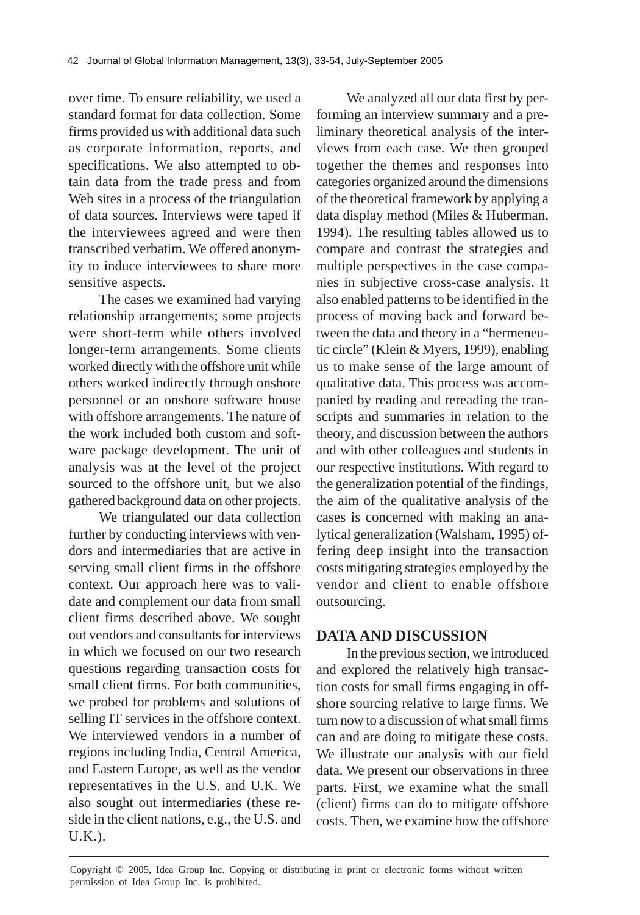over time. To ensure reliability, we used a standard format for data collection. Some firms provided us with additional data such as corporate information, reports, and specifications. We also attempted to obtain data from the trade press and from Web sites in a process of the triangulation of data sources. Interviews were taped if the interviewees agreed and were then transcribed verbatim. We offered anonymity to induce interviewees to share more sensitive aspects.

The cases we examined had varying relationship arrangements; some projects were short-term while others involved longer-term arrangements. Some clients worked directly with the offshore unit while others worked indirectly through onshore personnel or an onshore software house with offshore arrangements. The nature of the work included both custom and software package development. The unit of analysis was at the level of the project sourced to the offshore unit, but we also gathered background data on other projects.

We triangulated our data collection further by conducting interviews with vendors and intermediaries that are active in serving small client firms in the offshore context. Our approach here was to validate and complement our data from small client firms described above. We sought out vendors and consultants for interviews in which we focused on our two research questions regarding transaction costs for small client firms. For both communities, we probed for problems and solutions of selling IT services in the offshore context. We interviewed vendors in a number of regions including India, Central America, and Eastern Europe, as well as the vendor representatives in the U.S. and U.K. We also sought out intermediaries (these reside in the client nations, e.g., the U.S. and U.K.).

We analyzed all our data first by performing an interview summary and a preliminary theoretical analysis of the interviews from each case. We then grouped together the themes and responses into categories organized around the dimensions of the theoretical framework by applying a data display method (Miles & Huberman, 1994). The resulting tables allowed us to compare and contrast the strategies and multiple perspectives in the case companies in subjective cross-case analysis. It also enabled patterns to be identified in the process of moving back and forward between the data and theory in a "hermeneutic circle" (Klein & Myers, 1999), enabling us to make sense of the large amount of qualitative data. This process was accompanied by reading and rereading the transcripts and summaries in relation to the theory, and discussion between the authors and with other colleagues and students in our respective institutions. With regard to the generalization potential of the findings, the aim of the qualitative analysis of the cases is concerned with making an analytical generalization (Walsham, 1995) offering deep insight into the transaction costs mitigating strategies employed by the vendor and client to enable offshore outsourcing.

## DATA AND DISCUSSION

In the previous section, we introduced and explored the relatively high transaction costs for small firms engaging in offshore sourcing relative to large firms. We turn now to a discussion of what small firms can and are doing to mitigate these costs. We illustrate our analysis with our field data. We present our observations in three parts. First, we examine what the small (client) firms can do to mitigate offshore costs. Then, we examine how the offshore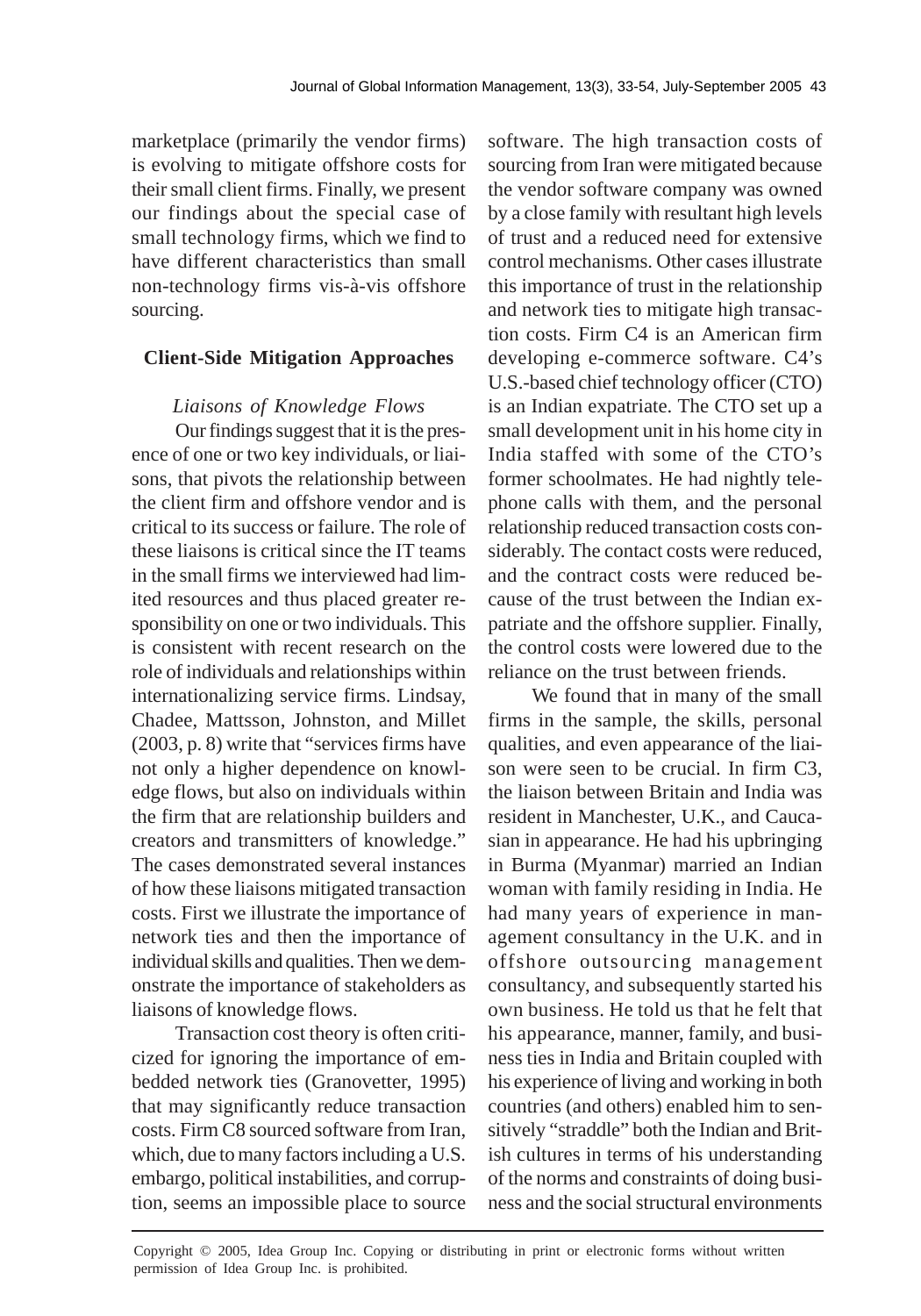marketplace (primarily the vendor firms) is evolving to mitigate offshore costs for their small client firms. Finally, we present our findings about the special case of small technology firms, which we find to have different characteristics than small non-technology firms vis-à-vis offshore sourcing.

## Client-Side Mitigation Approaches

### *Liaisons of Knowledge Flows*

Our findings suggest that it is the presence of one or two key individuals, or liaisons, that pivots the relationship between the client firm and offshore vendor and is critical to its success or failure. The role of these liaisons is critical since the IT teams in the small firms we interviewed had limited resources and thus placed greater responsibility on one or two individuals. This is consistent with recent research on the role of individuals and relationships within internationalizing service firms. Lindsay, Chadee, Mattsson, Johnston, and Millet (2003, p. 8) write that "services firms have not only a higher dependence on knowledge flows, but also on individuals within the firm that are relationship builders and creators and transmitters of knowledge." The cases demonstrated several instances of how these liaisons mitigated transaction costs. First we illustrate the importance of network ties and then the importance of individual skills and qualities. Then we demonstrate the importance of stakeholders as liaisons of knowledge flows.

Transaction cost theory is often criticized for ignoring the importance of embedded network ties (Granovetter, 1995) that may significantly reduce transaction costs. Firm C8 sourced software from Iran, which, due to many factors including a U.S. embargo, political instabilities, and corruption, seems an impossible place to source software. The high transaction costs of sourcing from Iran were mitigated because the vendor software company was owned by a close family with resultant high levels of trust and a reduced need for extensive control mechanisms. Other cases illustrate this importance of trust in the relationship and network ties to mitigate high transaction costs. Firm C4 is an American firm developing e-commerce software. C4's U.S.-based chief technology officer (CTO) is an Indian expatriate. The CTO set up a small development unit in his home city in India staffed with some of the CTO's former schoolmates. He had nightly telephone calls with them, and the personal relationship reduced transaction costs considerably. The contact costs were reduced, and the contract costs were reduced because of the trust between the Indian expatriate and the offshore supplier. Finally, the control costs were lowered due to the reliance on the trust between friends.

We found that in many of the small firms in the sample, the skills, personal qualities, and even appearance of the liaison were seen to be crucial. In firm C3, the liaison between Britain and India was resident in Manchester, U.K., and Caucasian in appearance. He had his upbringing in Burma (Myanmar) married an Indian woman with family residing in India. He had many years of experience in management consultancy in the U.K. and in offshore outsourcing management consultancy, and subsequently started his own business. He told us that he felt that his appearance, manner, family, and business ties in India and Britain coupled with his experience of living and working in both countries (and others) enabled him to sensitively "straddle" both the Indian and British cultures in terms of his understanding of the norms and constraints of doing business and the social structural environments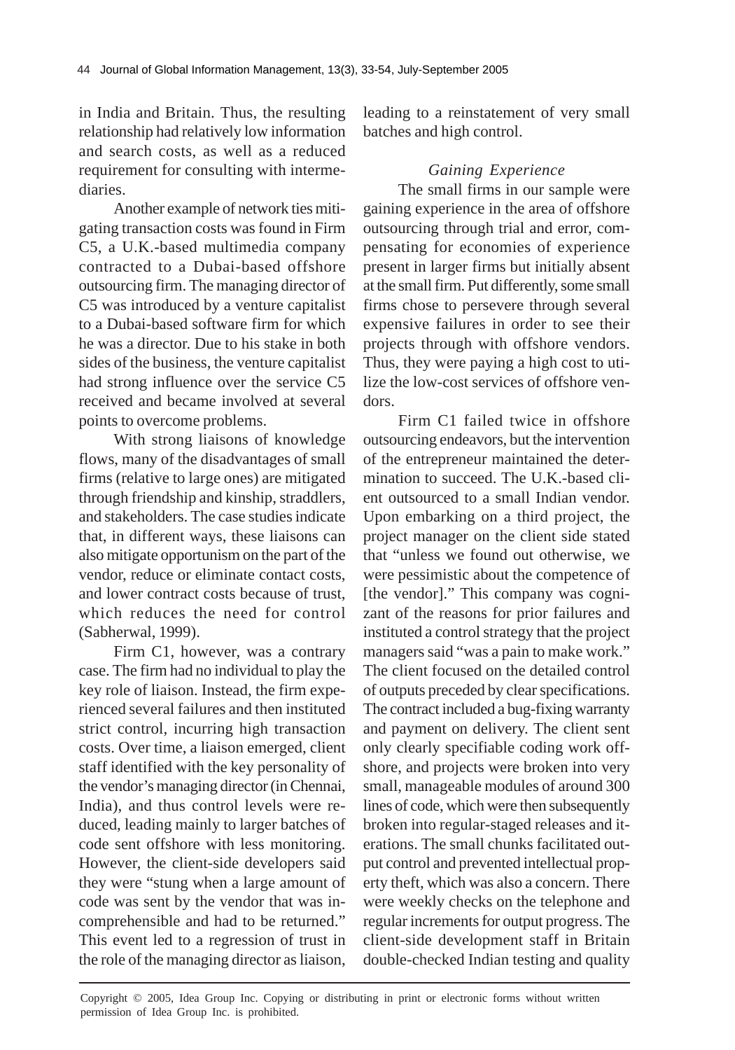in India and Britain. Thus, the resulting relationship had relatively low information and search costs, as well as a reduced requirement for consulting with intermediaries.

Another example of network ties mitigating transaction costs was found in Firm C5, a U.K.-based multimedia company contracted to a Dubai-based offshore outsourcing firm. The managing director of C5 was introduced by a venture capitalist to a Dubai-based software firm for which he was a director. Due to his stake in both sides of the business, the venture capitalist had strong influence over the service C5 received and became involved at several points to overcome problems.

With strong liaisons of knowledge flows, many of the disadvantages of small firms (relative to large ones) are mitigated through friendship and kinship, straddlers, and stakeholders. The case studies indicate that, in different ways, these liaisons can also mitigate opportunism on the part of the vendor, reduce or eliminate contact costs, and lower contract costs because of trust, which reduces the need for control (Sabherwal, 1999).

Firm C1, however, was a contrary case. The firm had no individual to play the key role of liaison. Instead, the firm experienced several failures and then instituted strict control, incurring high transaction costs. Over time, a liaison emerged, client staff identified with the key personality of the vendor's managing director (in Chennai, India), and thus control levels were reduced, leading mainly to larger batches of code sent offshore with less monitoring. However, the client-side developers said they were "stung when a large amount of code was sent by the vendor that was incomprehensible and had to be returned." This event led to a regression of trust in the role of the managing director as liaison, leading to a reinstatement of very small batches and high control.

*Gaining Experience*

The small firms in our sample were gaining experience in the area of offshore outsourcing through trial and error, compensating for economies of experience present in larger firms but initially absent at the small firm. Put differently, some small firms chose to persevere through several expensive failures in order to see their projects through with offshore vendors. Thus, they were paying a high cost to utilize the low-cost services of offshore vendors.

Firm C1 failed twice in offshore outsourcing endeavors, but the intervention of the entrepreneur maintained the determination to succeed. The U.K.-based client outsourced to a small Indian vendor. Upon embarking on a third project, the project manager on the client side stated that "unless we found out otherwise, we were pessimistic about the competence of [the vendor]." This company was cognizant of the reasons for prior failures and instituted a control strategy that the project managers said "was a pain to make work." The client focused on the detailed control of outputs preceded by clear specifications. The contract included a bug-fixing warranty and payment on delivery. The client sent only clearly specifiable coding work offshore, and projects were broken into very small, manageable modules of around 300 lines of code, which were then subsequently broken into regular-staged releases and iterations. The small chunks facilitated output control and prevented intellectual property theft, which was also a concern. There were weekly checks on the telephone and regular increments for output progress. The client-side development staff in Britain double-checked Indian testing and quality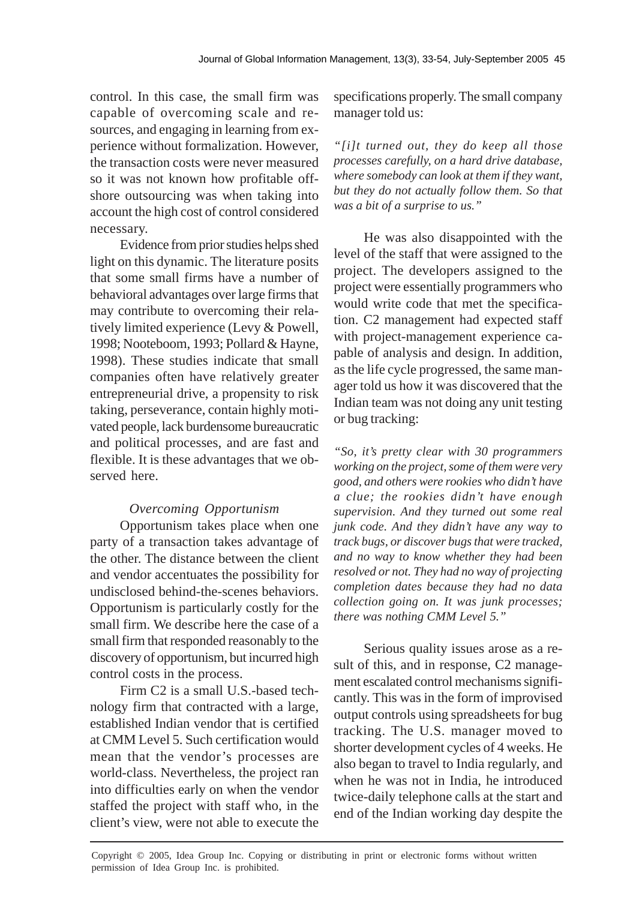control. In this case, the small firm was capable of overcoming scale and resources, and engaging in learning from experience without formalization. However, the transaction costs were never measured so it was not known how profitable offshore outsourcing was when taking into account the high cost of control considered necessary.

Evidence from prior studies helps shed light on this dynamic. The literature posits that some small firms have a number of behavioral advantages over large firms that may contribute to overcoming their relatively limited experience (Levy & Powell, 1998; Nooteboom, 1993; Pollard & Hayne, 1998). These studies indicate that small companies often have relatively greater entrepreneurial drive, a propensity to risk taking, perseverance, contain highly motivated people, lack burdensome bureaucratic and political processes, and are fast and flexible. It is these advantages that we observed here.

### *Overcoming Opportunism*

Opportunism takes place when one party of a transaction takes advantage of the other. The distance between the client and vendor accentuates the possibility for undisclosed behind-the-scenes behaviors. Opportunism is particularly costly for the small firm. We describe here the case of a small firm that responded reasonably to the discovery of opportunism, but incurred high control costs in the process.

Firm C2 is a small U.S.-based technology firm that contracted with a large, established Indian vendor that is certified at CMM Level 5. Such certification would mean that the vendor's processes are world-class. Nevertheless, the project ran into difficulties early on when the vendor staffed the project with staff who, in the client's view, were not able to execute the specifications properly. The small company manager told us:

*"[i]t turned out, they do keep all those processes carefully, on a hard drive database, where somebody can look at them if they want, but they do not actually follow them. So that was a bit of a surprise to us."*

He was also disappointed with the level of the staff that were assigned to the project. The developers assigned to the project were essentially programmers who would write code that met the specification. C2 management had expected staff with project-management experience capable of analysis and design. In addition, as the life cycle progressed, the same manager told us how it was discovered that the Indian team was not doing any unit testing or bug tracking:

*"So, it's pretty clear with 30 programmers working on the project, some of them were very good, and others were rookies who didn't have a clue; the rookies didn't have enough supervision. And they turned out some real junk code. And they didn't have any way to track bugs, or discover bugs that were tracked, and no way to know whether they had been resolved or not. They had no way of projecting completion dates because they had no data collection going on. It was junk processes; there was nothing CMM Level 5."*

Serious quality issues arose as a result of this, and in response, C2 management escalated control mechanisms significantly. This was in the form of improvised output controls using spreadsheets for bug tracking. The U.S. manager moved to shorter development cycles of 4 weeks. He also began to travel to India regularly, and when he was not in India, he introduced twice-daily telephone calls at the start and end of the Indian working day despite the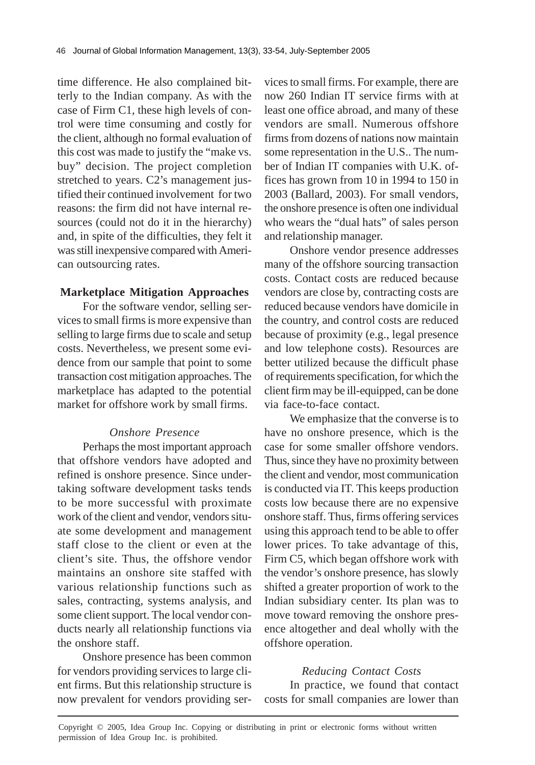time difference. He also complained bitterly to the Indian company. As with the case of Firm C1, these high levels of control were time consuming and costly for the client, although no formal evaluation of this cost was made to justify the "make vs. buy" decision. The project completion stretched to years. C2's management justified their continued involvement for two reasons: the firm did not have internal resources (could not do it in the hierarchy) and, in spite of the difficulties, they felt it was still inexpensive compared with American outsourcing rates.

### Marketplace Mitigation Approaches

For the software vendor, selling services to small firms is more expensive than selling to large firms due to scale and setup costs. Nevertheless, we present some evidence from our sample that point to some transaction cost mitigation approaches. The marketplace has adapted to the potential market for offshore work by small firms.

#### *Onshore Presence*

Perhaps the most important approach that offshore vendors have adopted and refined is onshore presence. Since undertaking software development tasks tends to be more successful with proximate work of the client and vendor, vendors situate some development and management staff close to the client or even at the client's site. Thus, the offshore vendor maintains an onshore site staffed with various relationship functions such as sales, contracting, systems analysis, and some client support. The local vendor conducts nearly all relationship functions via the onshore staff.

Onshore presence has been common for vendors providing services to large client firms. But this relationship structure is now prevalent for vendors providing services to small firms. For example, there are now 260 Indian IT service firms with at least one office abroad, and many of these vendors are small. Numerous offshore firms from dozens of nations now maintain some representation in the U.S.. The number of Indian IT companies with U.K. offices has grown from 10 in 1994 to 150 in 2003 (Ballard, 2003). For small vendors, the onshore presence is often one individual who wears the "dual hats" of sales person and relationship manager.

Onshore vendor presence addresses many of the offshore sourcing transaction costs. Contact costs are reduced because vendors are close by, contracting costs are reduced because vendors have domicile in the country, and control costs are reduced because of proximity (e.g., legal presence and low telephone costs). Resources are better utilized because the difficult phase of requirements specification, for which the client firm may be ill-equipped, can be done via face-to-face contact.

We emphasize that the converse is to have no onshore presence, which is the case for some smaller offshore vendors. Thus, since they have no proximity between the client and vendor, most communication is conducted via IT. This keeps production costs low because there are no expensive onshore staff. Thus, firms offering services using this approach tend to be able to offer lower prices. To take advantage of this, Firm C5, which began offshore work with the vendor's onshore presence, has slowly shifted a greater proportion of work to the Indian subsidiary center. Its plan was to move toward removing the onshore presence altogether and deal wholly with the offshore operation.

#### *Reducing Contact Costs*

In practice, we found that contact costs for small companies are lower than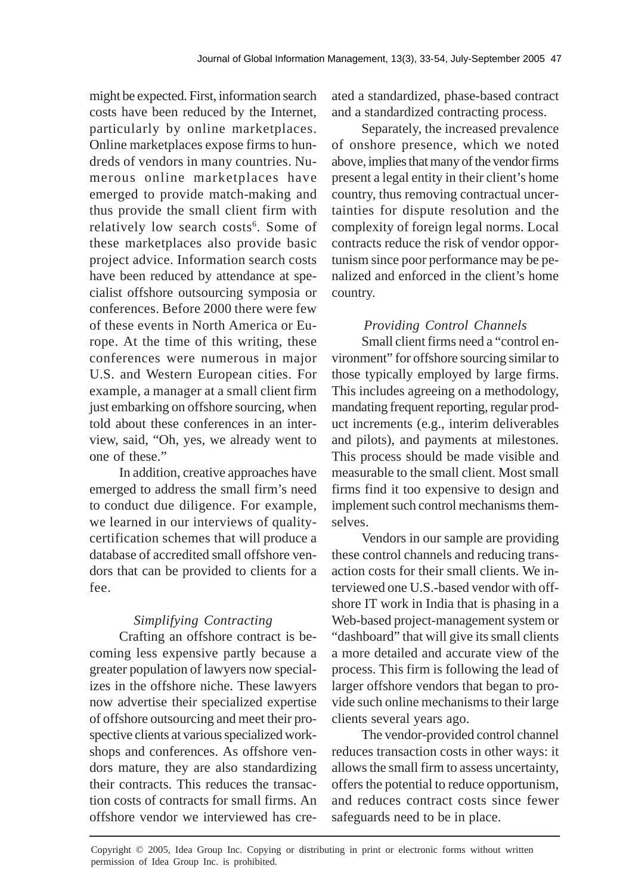might be expected. First, information search costs have been reduced by the Internet, particularly by online marketplaces. Online marketplaces expose firms to hundreds of vendors in many countries. Numerous online marketplaces have emerged to provide match-making and thus provide the small client firm with relatively low search costs[6]. Some of these marketplaces also provide basic project advice. Information search costs have been reduced by attendance at specialist offshore outsourcing symposia or conferences. Before 2000 there were few of these events in North America or Europe. At the time of this writing, these conferences were numerous in major U.S. and Western European cities. For example, a manager at a small client firm just embarking on offshore sourcing, when told about these conferences in an interview, said, "Oh, yes, we already went to one of these."

In addition, creative approaches have emerged to address the small firm's need to conduct due diligence. For example, we learned in our interviews of quality-certification schemes that will produce a database of accredited small offshore vendors that can be provided to clients for a fee.

### *Simplifying Contracting*

Crafting an offshore contract is becoming less expensive partly because a greater population of lawyers now specializes in the offshore niche. These lawyers now advertise their specialized expertise of offshore outsourcing and meet their prospective clients at various specialized workshops and conferences. As offshore vendors mature, they are also standardizing their contracts. This reduces the transaction costs of contracts for small firms. An offshore vendor we interviewed has created a standardized, phase-based contract and a standardized contracting process.

Separately, the increased prevalence of onshore presence, which we noted above, implies that many of the vendor firms present a legal entity in their client's home country, thus removing contractual uncertainties for dispute resolution and the complexity of foreign legal norms. Local contracts reduce the risk of vendor opportunism since poor performance may be penalized and enforced in the client's home country.

### *Providing Control Channels*

Small client firms need a "control environment" for offshore sourcing similar to those typically employed by large firms. This includes agreeing on a methodology, mandating frequent reporting, regular product increments (e.g., interim deliverables and pilots), and payments at milestones. This process should be made visible and measurable to the small client. Most small firms find it too expensive to design and implement such control mechanisms themselves.

Vendors in our sample are providing these control channels and reducing transaction costs for their small clients. We interviewed one U.S.-based vendor with offshore IT work in India that is phasing in a Web-based project-management system or "dashboard" that will give its small clients a more detailed and accurate view of the process. This firm is following the lead of larger offshore vendors that began to provide such online mechanisms to their large clients several years ago.

The vendor-provided control channel reduces transaction costs in other ways: it allows the small firm to assess uncertainty, offers the potential to reduce opportunism, and reduces contract costs since fewer safeguards need to be in place.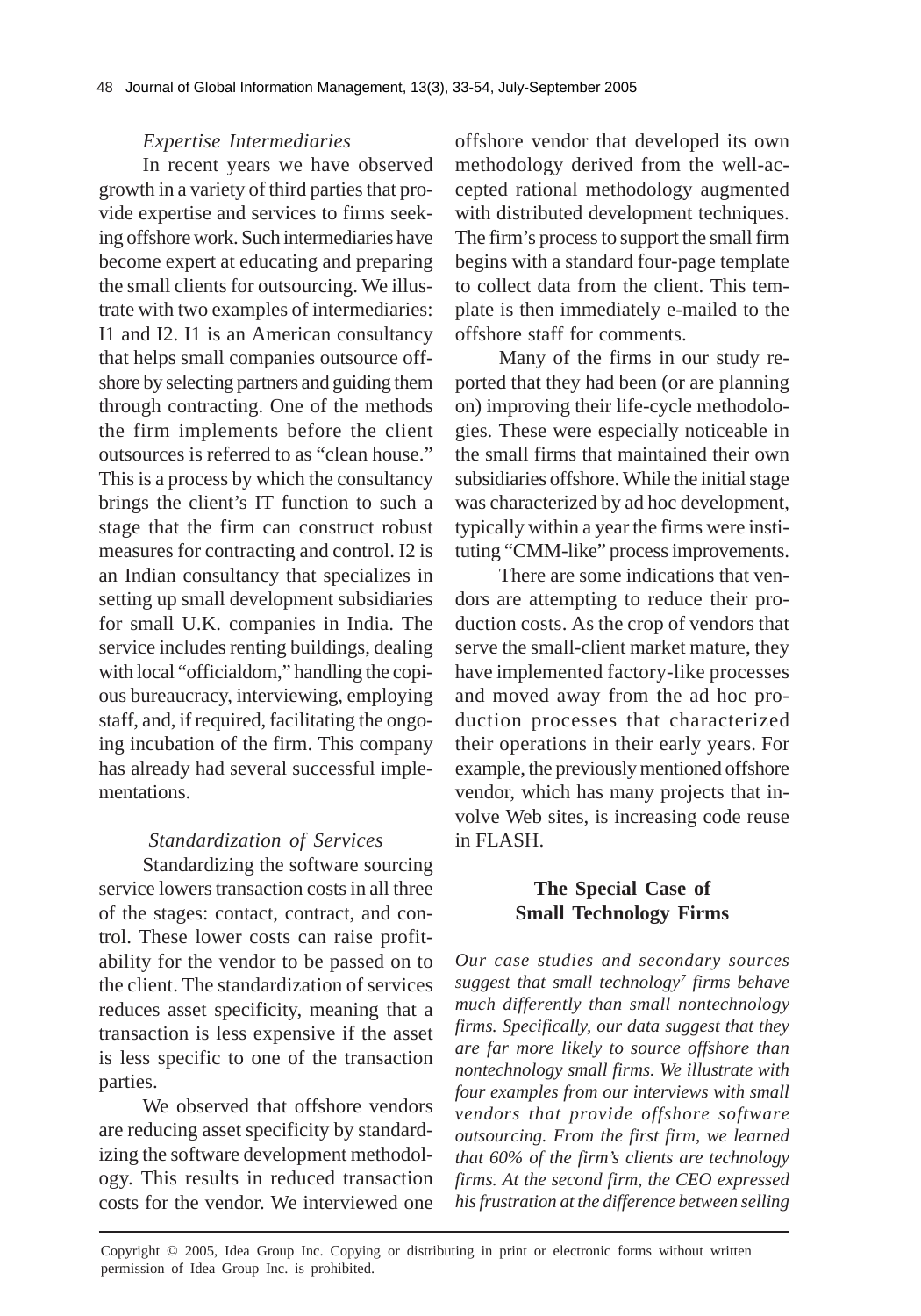*Expertise Intermediaries*

In recent years we have observed growth in a variety of third parties that provide expertise and services to firms seeking offshore work. Such intermediaries have become expert at educating and preparing the small clients for outsourcing. We illustrate with two examples of intermediaries: I1 and I2. I1 is an American consultancy that helps small companies outsource offshore by selecting partners and guiding them through contracting. One of the methods the firm implements before the client outsources is referred to as "clean house." This is a process by which the consultancy brings the client's IT function to such a stage that the firm can construct robust measures for contracting and control. I2 is an Indian consultancy that specializes in setting up small development subsidiaries for small U.K. companies in India. The service includes renting buildings, dealing with local "officialdom," handling the copious bureaucracy, interviewing, employing staff, and, if required, facilitating the ongoing incubation of the firm. This company has already had several successful implementations.

*Standardization of Services*

Standardizing the software sourcing service lowers transaction costs in all three of the stages: contact, contract, and control. These lower costs can raise profitability for the vendor to be passed on to the client. The standardization of services reduces asset specificity, meaning that a transaction is less expensive if the asset is less specific to one of the transaction parties.

We observed that offshore vendors are reducing asset specificity by standardizing the software development methodology. This results in reduced transaction costs for the vendor. We interviewed one offshore vendor that developed its own methodology derived from the well-accepted rational methodology augmented with distributed development techniques. The firm's process to support the small firm begins with a standard four-page template to collect data from the client. This template is then immediately e-mailed to the offshore staff for comments.

Many of the firms in our study reported that they had been (or are planning on) improving their life-cycle methodologies. These were especially noticeable in the small firms that maintained their own subsidiaries offshore. While the initial stage was characterized by ad hoc development, typically within a year the firms were instituting "CMM-like" process improvements.

There are some indications that vendors are attempting to reduce their production costs. As the crop of vendors that serve the small-client market mature, they have implemented factory-like processes and moved away from the ad hoc production processes that characterized their operations in their early years. For example, the previously mentioned offshore vendor, which has many projects that involve Web sites, is increasing code reuse in FLASH.

## The Special Case of Small Technology Firms

*Our case studies and secondary sources suggest that small technology[7] firms behave much differently than small nontechnology firms. Specifically, our data suggest that they are far more likely to source offshore than nontechnology small firms. We illustrate with four examples from our interviews with small vendors that provide offshore software outsourcing. From the first firm, we learned that 60% of the firm's clients are technology firms. At the second firm, the CEO expressed his frustration at the difference between selling*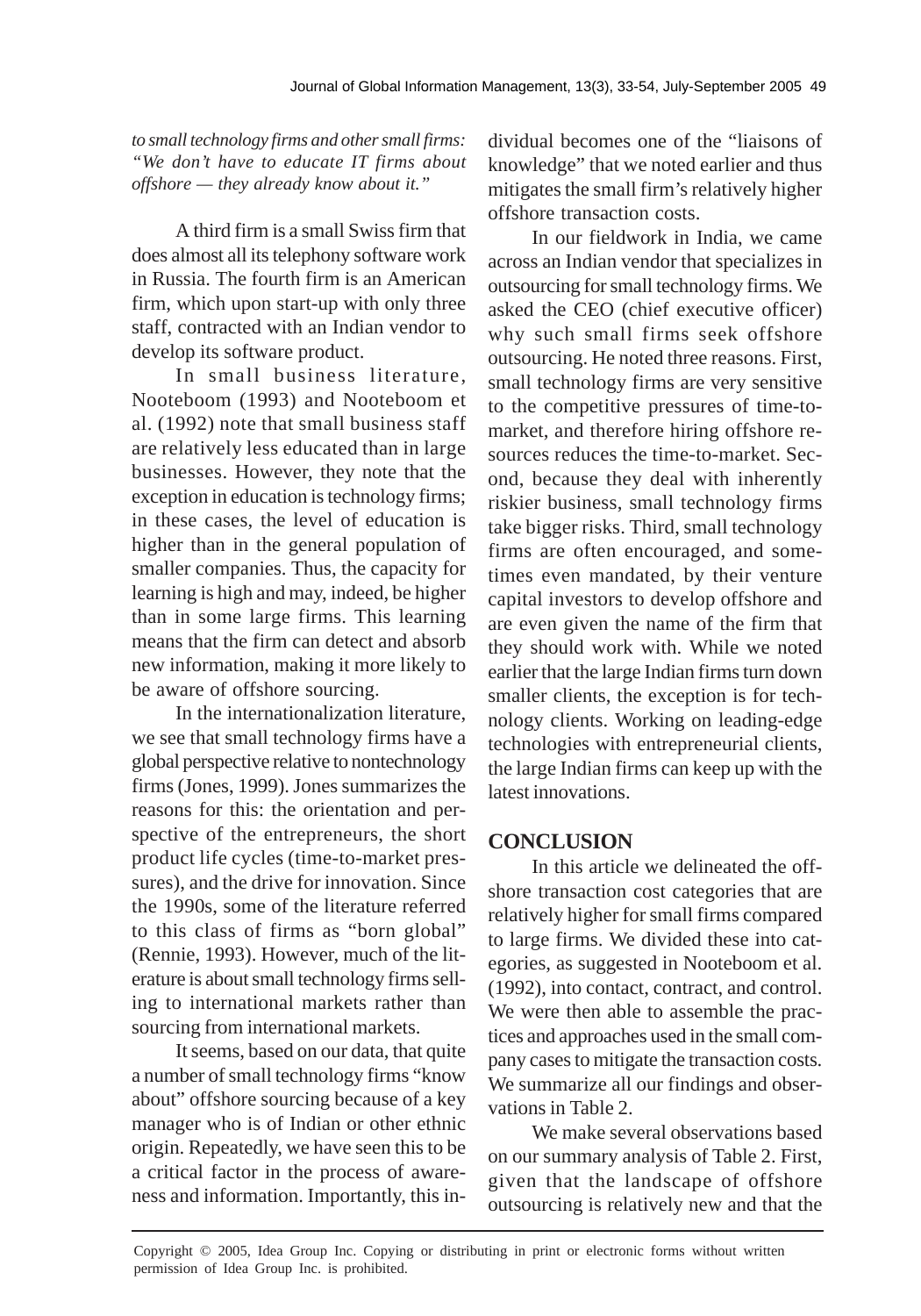*to small technology firms and other small firms: "We don't have to educate IT firms about offshore — they already know about it."*

A third firm is a small Swiss firm that does almost all its telephony software work in Russia. The fourth firm is an American firm, which upon start-up with only three staff, contracted with an Indian vendor to develop its software product.

In small business literature, Nooteboom (1993) and Nooteboom et al. (1992) note that small business staff are relatively less educated than in large businesses. However, they note that the exception in education is technology firms; in these cases, the level of education is higher than in the general population of smaller companies. Thus, the capacity for learning is high and may, indeed, be higher than in some large firms. This learning means that the firm can detect and absorb new information, making it more likely to be aware of offshore sourcing.

In the internationalization literature, we see that small technology firms have a global perspective relative to nontechnology firms (Jones, 1999). Jones summarizes the reasons for this: the orientation and perspective of the entrepreneurs, the short product life cycles (time-to-market pressures), and the drive for innovation. Since the 1990s, some of the literature referred to this class of firms as "born global" (Rennie, 1993). However, much of the literature is about small technology firms selling to international markets rather than sourcing from international markets.

It seems, based on our data, that quite a number of small technology firms "know about" offshore sourcing because of a key manager who is of Indian or other ethnic origin. Repeatedly, we have seen this to be a critical factor in the process of awareness and information. Importantly, this individual becomes one of the "liaisons of knowledge" that we noted earlier and thus mitigates the small firm's relatively higher offshore transaction costs.

In our fieldwork in India, we came across an Indian vendor that specializes in outsourcing for small technology firms. We asked the CEO (chief executive officer) why such small firms seek offshore outsourcing. He noted three reasons. First, small technology firms are very sensitive to the competitive pressures of time-to-market, and therefore hiring offshore resources reduces the time-to-market. Second, because they deal with inherently riskier business, small technology firms take bigger risks. Third, small technology firms are often encouraged, and sometimes even mandated, by their venture capital investors to develop offshore and are even given the name of the firm that they should work with. While we noted earlier that the large Indian firms turn down smaller clients, the exception is for technology clients. Working on leading-edge technologies with entrepreneurial clients, the large Indian firms can keep up with the latest innovations.

## CONCLUSION

In this article we delineated the offshore transaction cost categories that are relatively higher for small firms compared to large firms. We divided these into categories, as suggested in Nooteboom et al. (1992), into contact, contract, and control. We were then able to assemble the practices and approaches used in the small company cases to mitigate the transaction costs. We summarize all our findings and observations in Table 2.

We make several observations based on our summary analysis of Table 2. First, given that the landscape of offshore outsourcing is relatively new and that the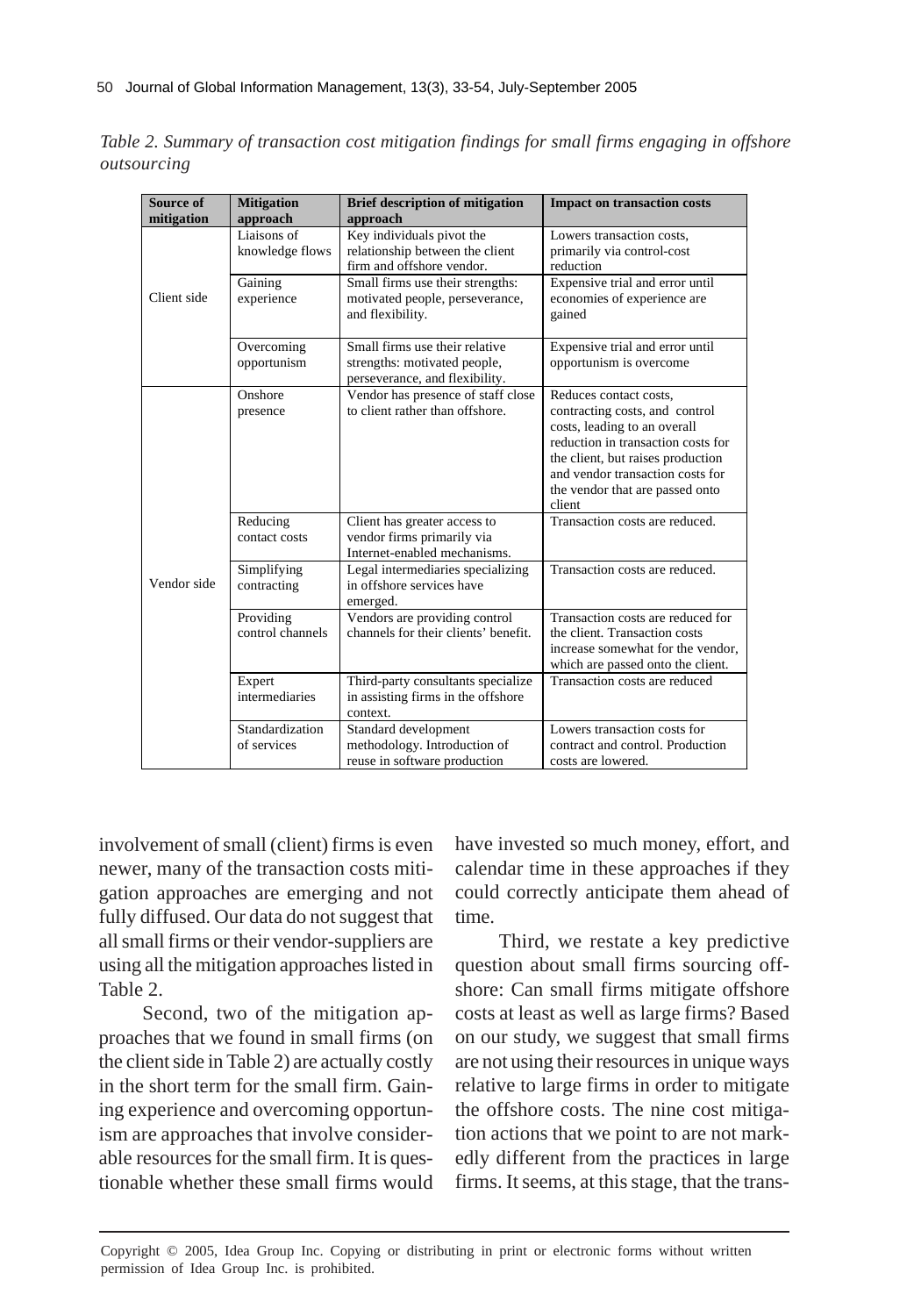*Table 2. Summary of transaction cost mitigation findings for small firms engaging in offshore outsourcing*

| Source of mitigation | Mitigation approach | Brief description of mitigation approach | Impact on transaction costs |
|---|---|---|---|
| Client side | Liaisons of knowledge flows | Key individuals pivot the relationship between the client firm and offshore vendor. | Lowers transaction costs, primarily via control-cost reduction |
| | Gaining experience | Small firms use their strengths: motivated people, perseverance, and flexibility. | Expensive trial and error until economies of experience are gained |
| | Overcoming opportunism | Small firms use their relative strengths: motivated people, perseverance, and flexibility. | Expensive trial and error until opportunism is overcome |
| Vendor side | Onshore presence | Vendor has presence of staff close to client rather than offshore. | Reduces contact costs, contracting costs, and control costs, leading to an overall reduction in transaction costs for the client, but raises production and vendor transaction costs for the vendor that are passed onto client |
| | Reducing contact costs | Client has greater access to vendor firms primarily via Internet-enabled mechanisms. | Transaction costs are reduced. |
| | Simplifying contracting | Legal intermediaries specializing in offshore services have emerged. | Transaction costs are reduced. |
| | Providing control channels | Vendors are providing control channels for their clients' benefit. | Transaction costs are reduced for the client. Transaction costs increase somewhat for the vendor, which are passed onto the client. |
| | Expert intermediaries | Third-party consultants specialize in assisting firms in the offshore context. | Transaction costs are reduced |
| | Standardization of services | Standard development methodology. Introduction of reuse in software production | Lowers transaction costs for contract and control. Production costs are lowered. |

involvement of small (client) firms is even newer, many of the transaction costs mitigation approaches are emerging and not fully diffused. Our data do not suggest that all small firms or their vendor-suppliers are using all the mitigation approaches listed in Table 2.

Second, two of the mitigation approaches that we found in small firms (on the client side in Table 2) are actually costly in the short term for the small firm. Gaining experience and overcoming opportunism are approaches that involve considerable resources for the small firm. It is questionable whether these small firms would have invested so much money, effort, and calendar time in these approaches if they could correctly anticipate them ahead of time.

Third, we restate a key predictive question about small firms sourcing offshore: Can small firms mitigate offshore costs at least as well as large firms? Based on our study, we suggest that small firms are not using their resources in unique ways relative to large firms in order to mitigate the offshore costs. The nine cost mitigation actions that we point to are not markedly different from the practices in large firms. It seems, at this stage, that the trans-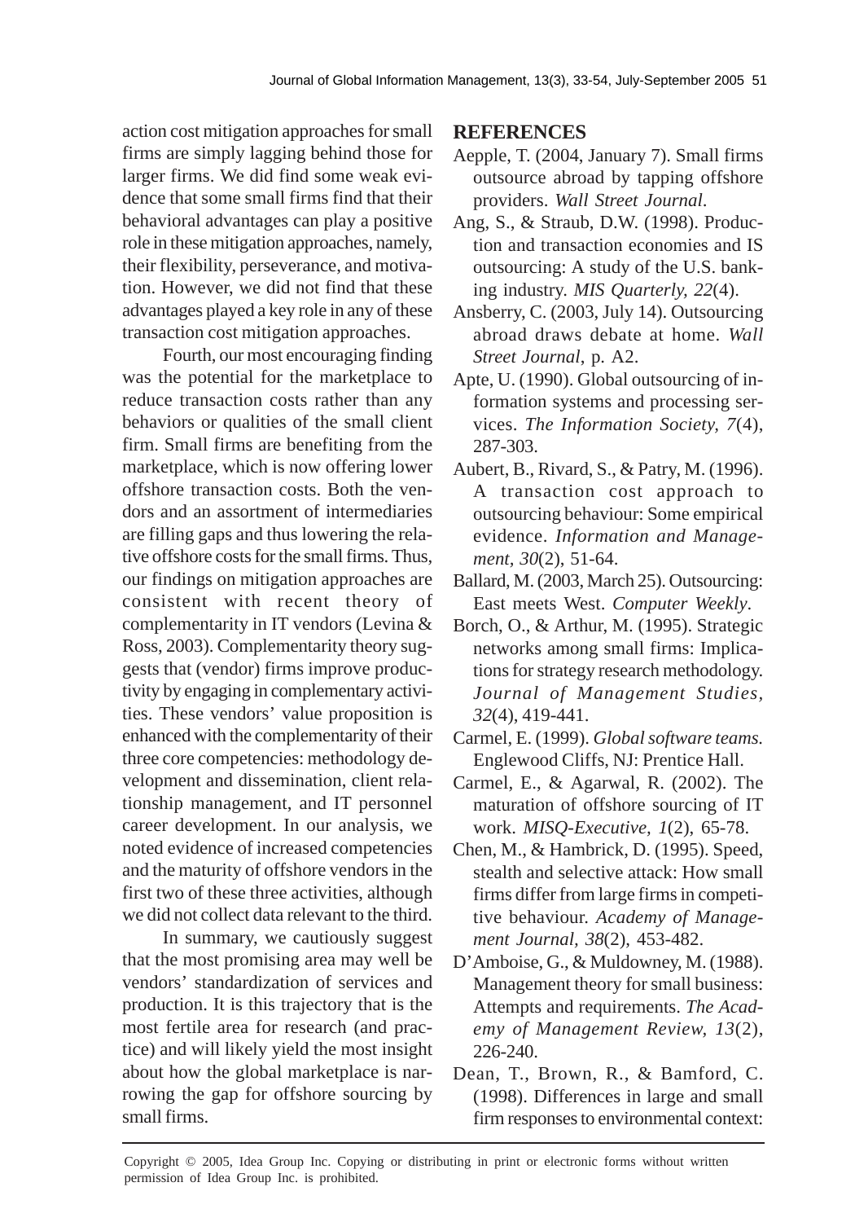action cost mitigation approaches for small firms are simply lagging behind those for larger firms. We did find some weak evidence that some small firms find that their behavioral advantages can play a positive role in these mitigation approaches, namely, their flexibility, perseverance, and motivation. However, we did not find that these advantages played a key role in any of these transaction cost mitigation approaches.

Fourth, our most encouraging finding was the potential for the marketplace to reduce transaction costs rather than any behaviors or qualities of the small client firm. Small firms are benefiting from the marketplace, which is now offering lower offshore transaction costs. Both the vendors and an assortment of intermediaries are filling gaps and thus lowering the relative offshore costs for the small firms. Thus, our findings on mitigation approaches are consistent with recent theory of complementarity in IT vendors (Levina & Ross, 2003). Complementarity theory suggests that (vendor) firms improve productivity by engaging in complementary activities. These vendors' value proposition is enhanced with the complementarity of their three core competencies: methodology development and dissemination, client relationship management, and IT personnel career development. In our analysis, we noted evidence of increased competencies and the maturity of offshore vendors in the first two of these three activities, although we did not collect data relevant to the third.

In summary, we cautiously suggest that the most promising area may well be vendors' standardization of services and production. It is this trajectory that is the most fertile area for research (and practice) and will likely yield the most insight about how the global marketplace is narrowing the gap for offshore sourcing by small firms.

## REFERENCES

Aepple, T. (2004, January 7). Small firms outsource abroad by tapping offshore providers. *Wall Street Journal*.

Ang, S., & Straub, D.W. (1998). Production and transaction economies and IS outsourcing: A study of the U.S. banking industry. *MIS Quarterly, 22*(4).

Ansberry, C. (2003, July 14). Outsourcing abroad draws debate at home. *Wall Street Journal*, p. A2.

Apte, U. (1990). Global outsourcing of information systems and processing services. *The Information Society, 7*(4), 287-303.

Aubert, B., Rivard, S., & Patry, M. (1996). A transaction cost approach to outsourcing behaviour: Some empirical evidence. *Information and Management, 30*(2), 51-64.

Ballard, M. (2003, March 25). Outsourcing: East meets West. *Computer Weekly*.

Borch, O., & Arthur, M. (1995). Strategic networks among small firms: Implications for strategy research methodology. *Journal of Management Studies, 32*(4), 419-441.

Carmel, E. (1999). *Global software teams.* Englewood Cliffs, NJ: Prentice Hall.

Carmel, E., & Agarwal, R. (2002). The maturation of offshore sourcing of IT work. *MISQ-Executive, 1*(2), 65-78.

Chen, M., & Hambrick, D. (1995). Speed, stealth and selective attack: How small firms differ from large firms in competitive behaviour. *Academy of Management Journal, 38*(2), 453-482.

D'Amboise, G., & Muldowney, M. (1988). Management theory for small business: Attempts and requirements. *The Academy of Management Review, 13*(2), 226-240.

Dean, T., Brown, R., & Bamford, C. (1998). Differences in large and small firm responses to environmental context: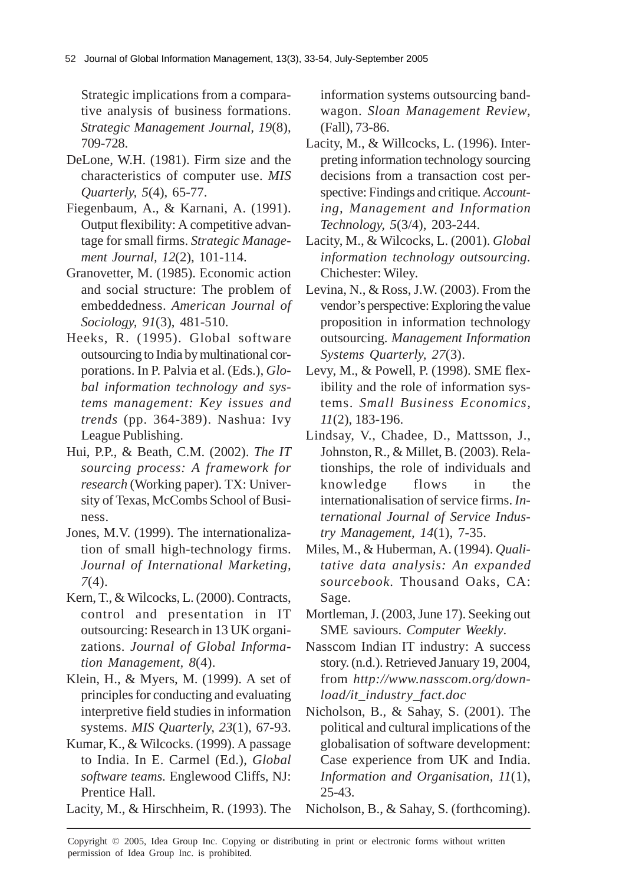Strategic implications from a comparative analysis of business formations. *Strategic Management Journal, 19*(8), 709-728.

DeLone, W.H. (1981). Firm size and the characteristics of computer use. *MIS Quarterly, 5*(4), 65-77.

Fiegenbaum, A., & Karnani, A. (1991). Output flexibility: A competitive advantage for small firms. *Strategic Management Journal, 12*(2), 101-114.

Granovetter, M. (1985). Economic action and social structure: The problem of embeddedness. *American Journal of Sociology, 91*(3), 481-510.

Heeks, R. (1995). Global software outsourcing to India by multinational corporations. In P. Palvia et al. (Eds.), *Global information technology and systems management: Key issues and trends* (pp. 364-389). Nashua: Ivy League Publishing.

Hui, P.P., & Beath, C.M. (2002). *The IT sourcing process: A framework for research* (Working paper). TX: University of Texas, McCombs School of Business.

Jones, M.V. (1999). The internationalization of small high-technology firms. *Journal of International Marketing, 7*(4).

Kern, T., & Wilcocks, L. (2000). Contracts, control and presentation in IT outsourcing: Research in 13 UK organizations. *Journal of Global Information Management, 8*(4).

Klein, H., & Myers, M. (1999). A set of principles for conducting and evaluating interpretive field studies in information systems. *MIS Quarterly, 23*(1), 67-93.

Kumar, K., & Wilcocks. (1999). A passage to India. In E. Carmel (Ed.), *Global software teams.* Englewood Cliffs, NJ: Prentice Hall.

Lacity, M., & Hirschheim, R. (1993). The information systems outsourcing bandwagon. *Sloan Management Review*, (Fall), 73-86.

Lacity, M., & Willcocks, L. (1996). Interpreting information technology sourcing decisions from a transaction cost perspective: Findings and critique. *Accounting, Management and Information Technology, 5*(3/4), 203-244.

Lacity, M., & Wilcocks, L. (2001). *Global information technology outsourcing.* Chichester: Wiley.

Levina, N., & Ross, J.W. (2003). From the vendor's perspective: Exploring the value proposition in information technology outsourcing. *Management Information Systems Quarterly, 27*(3).

Levy, M., & Powell, P. (1998). SME flexibility and the role of information systems. *Small Business Economics, 11*(2), 183-196.

Lindsay, V., Chadee, D., Mattsson, J., Johnston, R., & Millet, B. (2003). Relationships, the role of individuals and knowledge flows in the internationalisation of service firms. *International Journal of Service Industry Management, 14*(1), 7-35.

Miles, M., & Huberman, A. (1994). *Qualitative data analysis: An expanded sourcebook.* Thousand Oaks, CA: Sage.

Mortleman, J. (2003, June 17). Seeking out SME saviours. *Computer Weekly*.

Nasscom Indian IT industry: A success story. (n.d.). Retrieved January 19, 2004, from *http://www.nasscom.org/download/it_industry_fact.doc*

Nicholson, B., & Sahay, S. (2001). The political and cultural implications of the globalisation of software development: Case experience from UK and India. *Information and Organisation, 11*(1), 25-43.

Nicholson, B., & Sahay, S. (forthcoming).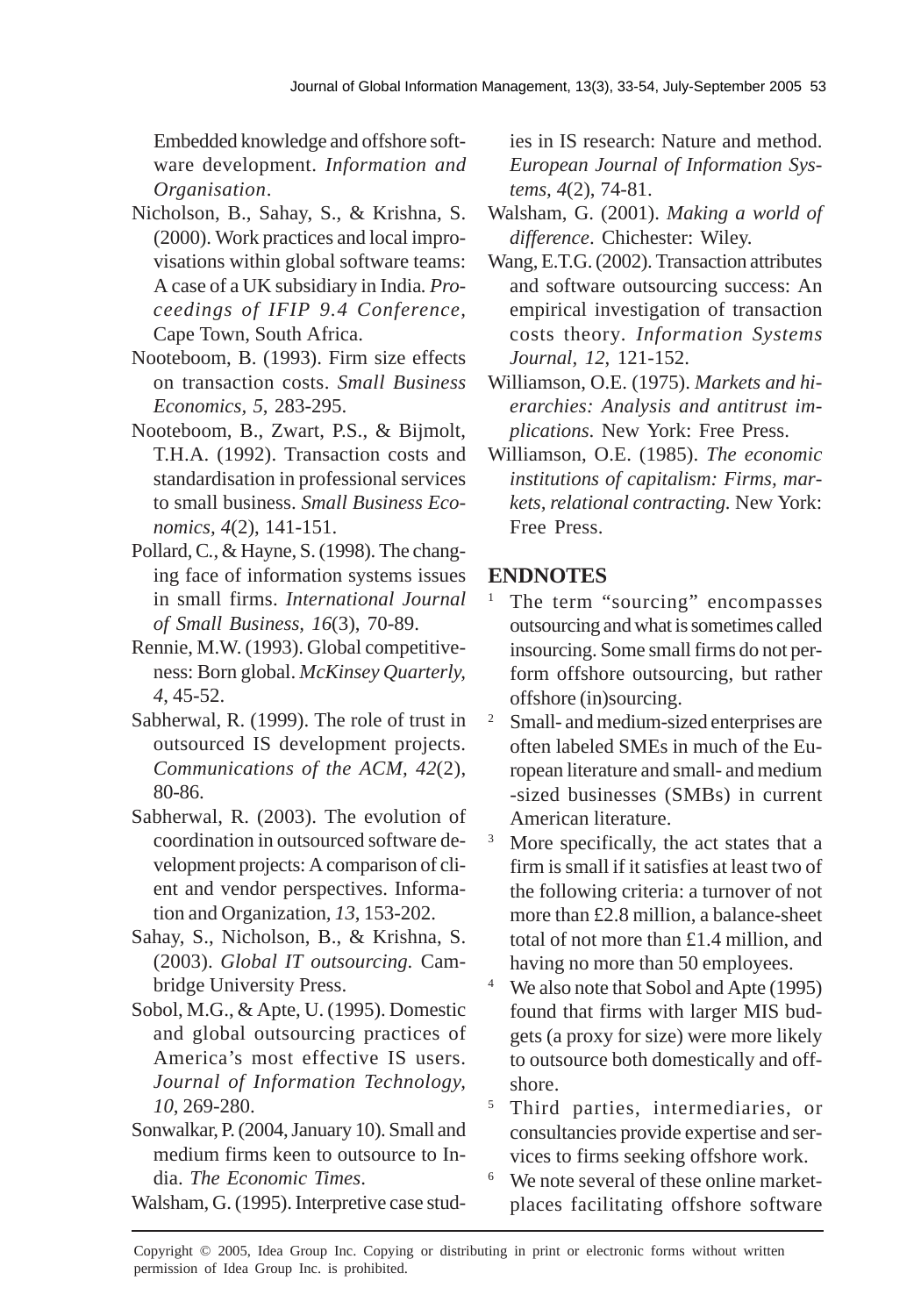Embedded knowledge and offshore software development. *Information and Organisation*.

Nicholson, B., Sahay, S., & Krishna, S. (2000). Work practices and local improvisations within global software teams: A case of a UK subsidiary in India. *Proceedings of IFIP 9.4 Conference,* Cape Town, South Africa.

Nooteboom, B. (1993). Firm size effects on transaction costs. *Small Business Economics, 5*, 283-295.

Nooteboom, B., Zwart, P.S., & Bijmolt, T.H.A. (1992). Transaction costs and standardisation in professional services to small business. *Small Business Economics, 4*(2), 141-151.

Pollard, C., & Hayne, S. (1998). The changing face of information systems issues in small firms. *International Journal of Small Business, 16*(3), 70-89.

Rennie, M.W. (1993). Global competitiveness: Born global. *McKinsey Quarterly, 4*, 45-52.

Sabherwal, R. (1999). The role of trust in outsourced IS development projects. *Communications of the ACM, 42*(2), 80-86.

Sabherwal, R. (2003). The evolution of coordination in outsourced software development projects: A comparison of client and vendor perspectives. Information and Organization, *13*, 153-202.

Sahay, S., Nicholson, B., & Krishna, S. (2003). *Global IT outsourcing.* Cambridge University Press.

Sobol, M.G., & Apte, U. (1995). Domestic and global outsourcing practices of America's most effective IS users. *Journal of Information Technology, 10*, 269-280.

Sonwalkar, P. (2004, January 10). Small and medium firms keen to outsource to India. *The Economic Times*.

Walsham, G. (1995). Interpretive case studies in IS research: Nature and method. *European Journal of Information Systems, 4*(2), 74-81.

Walsham, G. (2001). *Making a world of difference*. Chichester: Wiley.

Wang, E.T.G. (2002). Transaction attributes and software outsourcing success: An empirical investigation of transaction costs theory. *Information Systems Journal, 12*, 121-152.

Williamson, O.E. (1975). *Markets and hierarchies: Analysis and antitrust implications*. New York: Free Press.

Williamson, O.E. (1985). *The economic institutions of capitalism: Firms, markets, relational contracting.* New York: Free Press.

## ENDNOTES

[1] The term "sourcing" encompasses outsourcing and what is sometimes called insourcing. Some small firms do not perform offshore outsourcing, but rather offshore (in)sourcing.

[2] Small- and medium-sized enterprises are often labeled SMEs in much of the European literature and small- and medium -sized businesses (SMBs) in current American literature.

[3] More specifically, the act states that a firm is small if it satisfies at least two of the following criteria: a turnover of not more than £2.8 million, a balance-sheet total of not more than £1.4 million, and having no more than 50 employees.

[4] We also note that Sobol and Apte (1995) found that firms with larger MIS budgets (a proxy for size) were more likely to outsource both domestically and offshore.

[5] Third parties, intermediaries, or consultancies provide expertise and services to firms seeking offshore work.

[6] We note several of these online marketplaces facilitating offshore software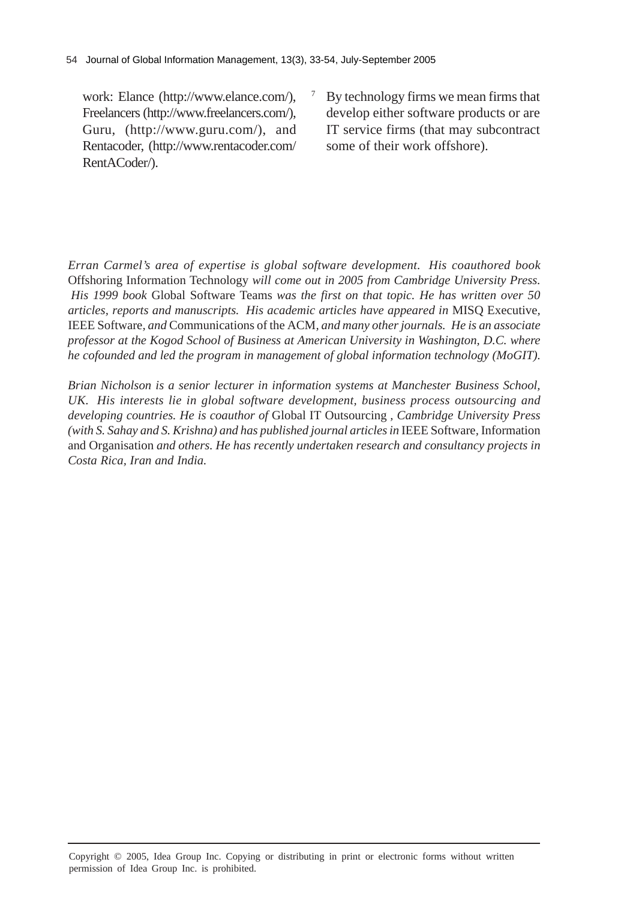work: Elance (http://www.elance.com/), Freelancers (http://www.freelancers.com/), Guru, (http://www.guru.com/), and Rentacoder, (http://www.rentacoder.com/RentACoder/).

[7] By technology firms we mean firms that develop either software products or are IT service firms (that may subcontract some of their work offshore).

*Erran Carmel's area of expertise is global software development. His coauthored book* Offshoring Information Technology *will come out in 2005 from Cambridge University Press. His 1999 book* Global Software Teams *was the first on that topic. He has written over 50 articles, reports and manuscripts. His academic articles have appeared in* MISQ Executive, IEEE Software, *and* Communications of the ACM, *and many other journals. He is an associate professor at the Kogod School of Business at American University in Washington, D.C. where he cofounded and led the program in management of global information technology (MoGIT).*

*Brian Nicholson is a senior lecturer in information systems at Manchester Business School, UK. His interests lie in global software development, business process outsourcing and developing countries. He is coauthor of* Global IT Outsourcing , *Cambridge University Press (with S. Sahay and S. Krishna) and has published journal articles in* IEEE Software, Information and Organisation *and others. He has recently undertaken research and consultancy projects in Costa Rica, Iran and India.*